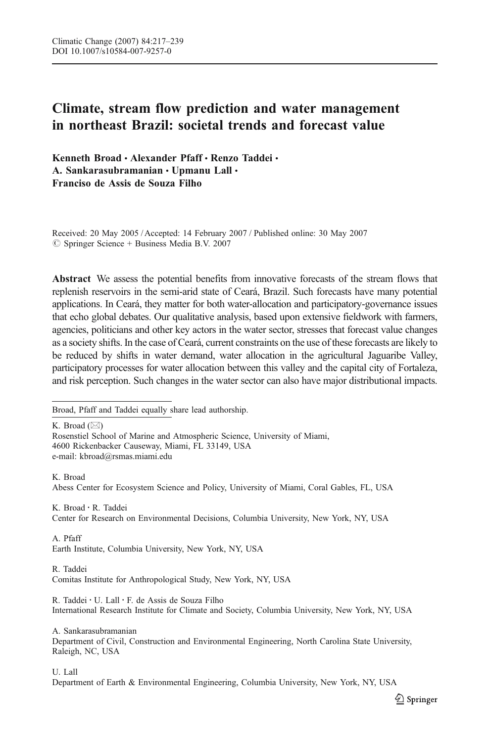# Climate, stream flow prediction and water management in northeast Brazil: societal trends and forecast value

**Kenneth Broad · Alexander Pfaff · Renzo Taddei · A. Sankarasubramanian · Upmanu Lall · Francisco de Assis de Souza Filho**

Received: 20 May 2005 / Accepted: 14 February 2007 / Published online: 30 May 2007
© Springer Science + Business Media B.V. 2007

**Abstract** We assess the potential benefits from innovative forecasts of the stream flows that replenish reservoirs in the semi-arid state of Ceará, Brazil. Such forecasts have many potential applications. In Ceará, they matter for both water-allocation and participatory-governance issues that echo global debates. Our qualitative analysis, based upon extensive fieldwork with farmers, agencies, politicians and other key actors in the water sector, stresses that forecast value changes as a society shifts. In the case of Ceará, current constraints on the use of these forecasts are likely to be reduced by shifts in water demand, water allocation in the agricultural Jaguaribe Valley, participatory processes for water allocation between this valley and the capital city of Fortaleza, and risk perception. Such changes in the water sector can also have major distributional impacts.

---

Broad, Pfaff and Taddei equally share lead authorship.

K. Broad (✉)
Rosenstiel School of Marine and Atmospheric Science, University of Miami,
4600 Rickenbacker Causeway, Miami, FL 33149, USA
e-mail: kbroad@rsmas.miami.edu

K. Broad
Abess Center for Ecosystem Science and Policy, University of Miami, Coral Gables, FL, USA

K. Broad · R. Taddei
Center for Research on Environmental Decisions, Columbia University, New York, NY, USA

A. Pfaff
Earth Institute, Columbia University, New York, NY, USA

R. Taddei
Comitas Institute for Anthropological Study, New York, NY, USA

R. Taddei · U. Lall · F. de Assis de Souza Filho
International Research Institute for Climate and Society, Columbia University, New York, NY, USA

A. Sankarasubramanian
Department of Civil, Construction and Environmental Engineering, North Carolina State University, Raleigh, NC, USA

U. Lall
Department of Earth & Environmental Engineering, Columbia University, New York, NY, USA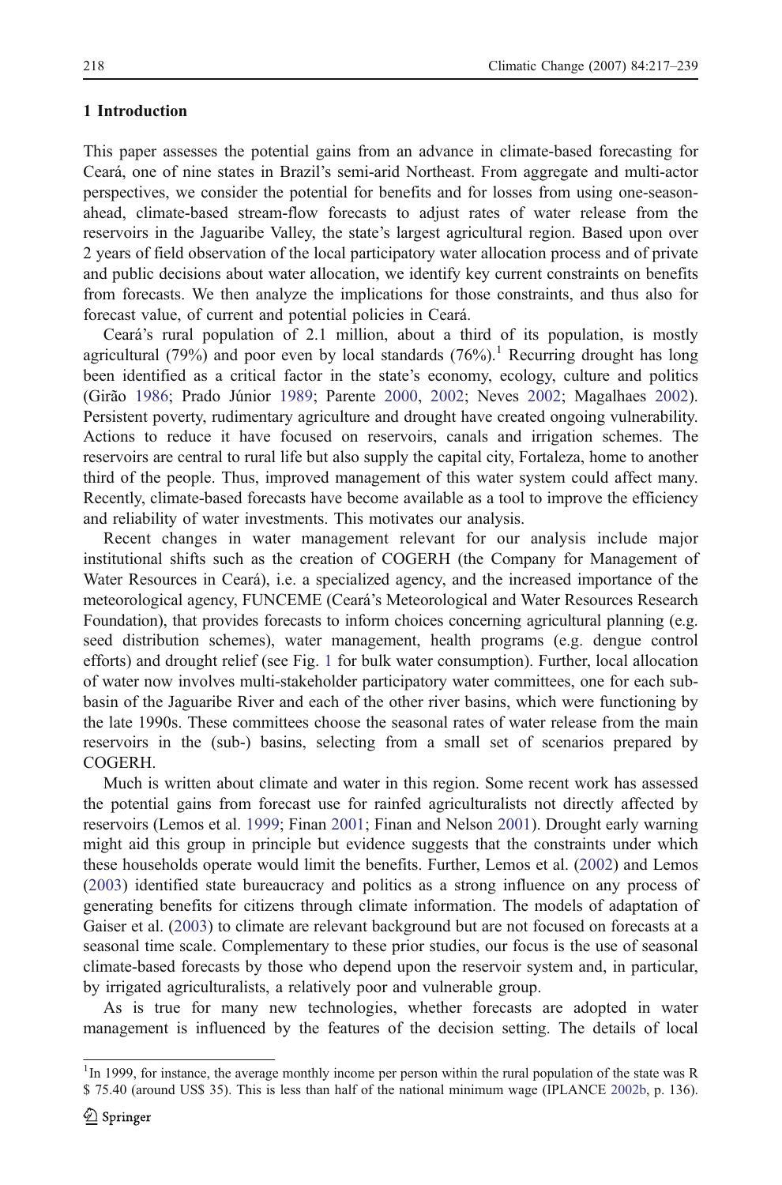## 1 Introduction

This paper assesses the potential gains from an advance in climate-based forecasting for Ceará, one of nine states in Brazil's semi-arid Northeast. From aggregate and multi-actor perspectives, we consider the potential for benefits and for losses from using one-season-ahead, climate-based stream-flow forecasts to adjust rates of water release from the reservoirs in the Jaguaribe Valley, the state's largest agricultural region. Based upon over 2 years of field observation of the local participatory water allocation process and of private and public decisions about water allocation, we identify key current constraints on benefits from forecasts. We then analyze the implications for those constraints, and thus also for forecast value, of current and potential policies in Ceará.

Ceará's rural population of 2.1 million, about a third of its population, is mostly agricultural (79%) and poor even by local standards (76%).[1] Recurring drought has long been identified as a critical factor in the state's economy, ecology, culture and politics (Girão 1986; Prado Júnior 1989; Parente 2000, 2002; Neves 2002; Magalhaes 2002). Persistent poverty, rudimentary agriculture and drought have created ongoing vulnerability. Actions to reduce it have focused on reservoirs, canals and irrigation schemes. The reservoirs are central to rural life but also supply the capital city, Fortaleza, home to another third of the people. Thus, improved management of this water system could affect many. Recently, climate-based forecasts have become available as a tool to improve the efficiency and reliability of water investments. This motivates our analysis.

Recent changes in water management relevant for our analysis include major institutional shifts such as the creation of COGERH (the Company for Management of Water Resources in Ceará), i.e. a specialized agency, and the increased importance of the meteorological agency, FUNCEME (Ceará's Meteorological and Water Resources Research Foundation), that provides forecasts to inform choices concerning agricultural planning (e.g. seed distribution schemes), water management, health programs (e.g. dengue control efforts) and drought relief (see Fig. 1 for bulk water consumption). Further, local allocation of water now involves multi-stakeholder participatory water committees, one for each sub-basin of the Jaguaribe River and each of the other river basins, which were functioning by the late 1990s. These committees choose the seasonal rates of water release from the main reservoirs in the (sub-) basins, selecting from a small set of scenarios prepared by COGERH.

Much is written about climate and water in this region. Some recent work has assessed the potential gains from forecast use for rainfed agriculturalists not directly affected by reservoirs (Lemos et al. 1999; Finan 2001; Finan and Nelson 2001). Drought early warning might aid this group in principle but evidence suggests that the constraints under which these households operate would limit the benefits. Further, Lemos et al. (2002) and Lemos (2003) identified state bureaucracy and politics as a strong influence on any process of generating benefits for citizens through climate information. The models of adaptation of Gaiser et al. (2003) to climate are relevant background but are not focused on forecasts at a seasonal time scale. Complementary to these prior studies, our focus is the use of seasonal climate-based forecasts by those who depend upon the reservoir system and, in particular, by irrigated agriculturalists, a relatively poor and vulnerable group.

As is true for many new technologies, whether forecasts are adopted in water management is influenced by the features of the decision setting. The details of local

[1] In 1999, for instance, the average monthly income per person within the rural population of the state was R $ 75.40 (around US$ 35). This is less than half of the national minimum wage (IPLANCE 2002b, p. 136).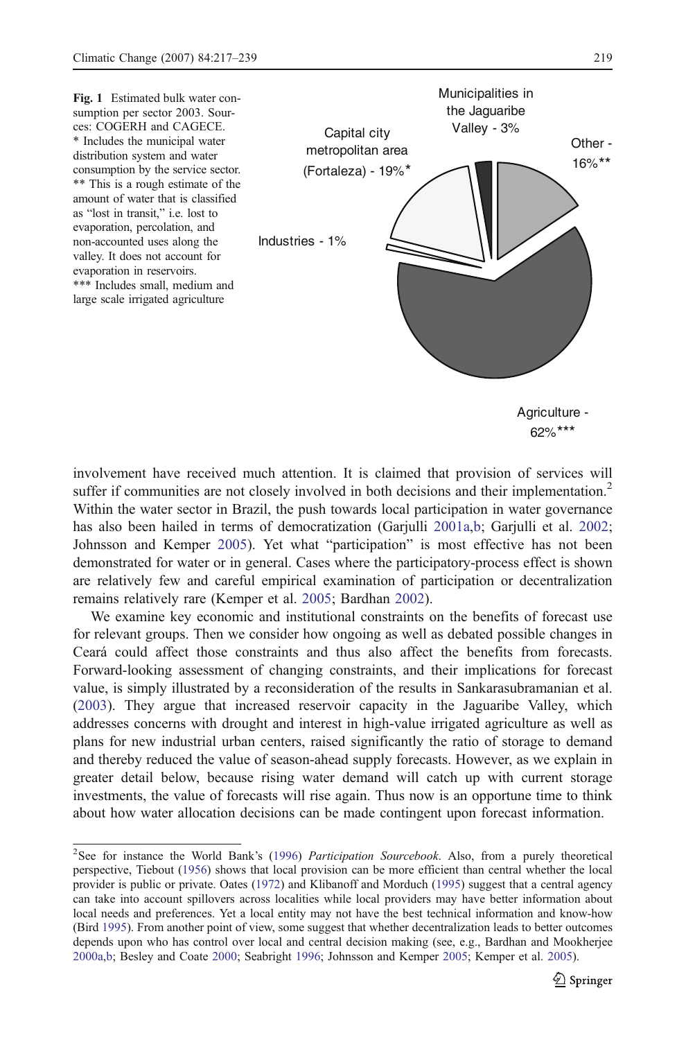**Fig. 1** Estimated bulk water consumption per sector 2003. Sources: COGERH and CAGECE.
* Includes the municipal water distribution system and water consumption by the service sector.
** This is a rough estimate of the amount of water that is classified as "lost in transit," i.e. lost to evaporation, percolation, and non-accounted uses along the valley. It does not account for evaporation in reservoirs.
*** Includes small, medium and large scale irrigated agriculture

involvement have received much attention. It is claimed that provision of services will suffer if communities are not closely involved in both decisions and their implementation.[2] Within the water sector in Brazil, the push towards local participation in water governance has also been hailed in terms of democratization (Garjulli 2001a,b; Garjulli et al. 2002; Johnsson and Kemper 2005). Yet what "participation" is most effective has not been demonstrated for water or in general. Cases where the participatory-process effect is shown are relatively few and careful empirical examination of participation or decentralization remains relatively rare (Kemper et al. 2005; Bardhan 2002).

We examine key economic and institutional constraints on the benefits of forecast use for relevant groups. Then we consider how ongoing as well as debated possible changes in Ceará could affect those constraints and thus also affect the benefits from forecasts. Forward-looking assessment of changing constraints, and their implications for forecast value, is simply illustrated by a reconsideration of the results in Sankarasubramanian et al. (2003). They argue that increased reservoir capacity in the Jaguaribe Valley, which addresses concerns with drought and interest in high-value irrigated agriculture as well as plans for new industrial urban centers, raised significantly the ratio of storage to demand and thereby reduced the value of season-ahead supply forecasts. However, as we explain in greater detail below, because rising water demand will catch up with current storage investments, the value of forecasts will rise again. Thus now is an opportune time to think about how water allocation decisions can be made contingent upon forecast information.

---

[2] See for instance the World Bank's (1996) *Participation Sourcebook*. Also, from a purely theoretical perspective, Tiebout (1956) shows that local provision can be more efficient than central whether the local provider is public or private. Oates (1972) and Klibanoff and Morduch (1995) suggest that a central agency can take into account spillovers across localities while local providers may have better information about local needs and preferences. Yet a local entity may not have the best technical information and know-how (Bird 1995). From another point of view, some suggest that whether decentralization leads to better outcomes depends upon who has control over local and central decision making (see, e.g., Bardhan and Mookherjee 2000a,b; Besley and Coate 2000; Seabright 1996; Johnsson and Kemper 2005; Kemper et al. 2005).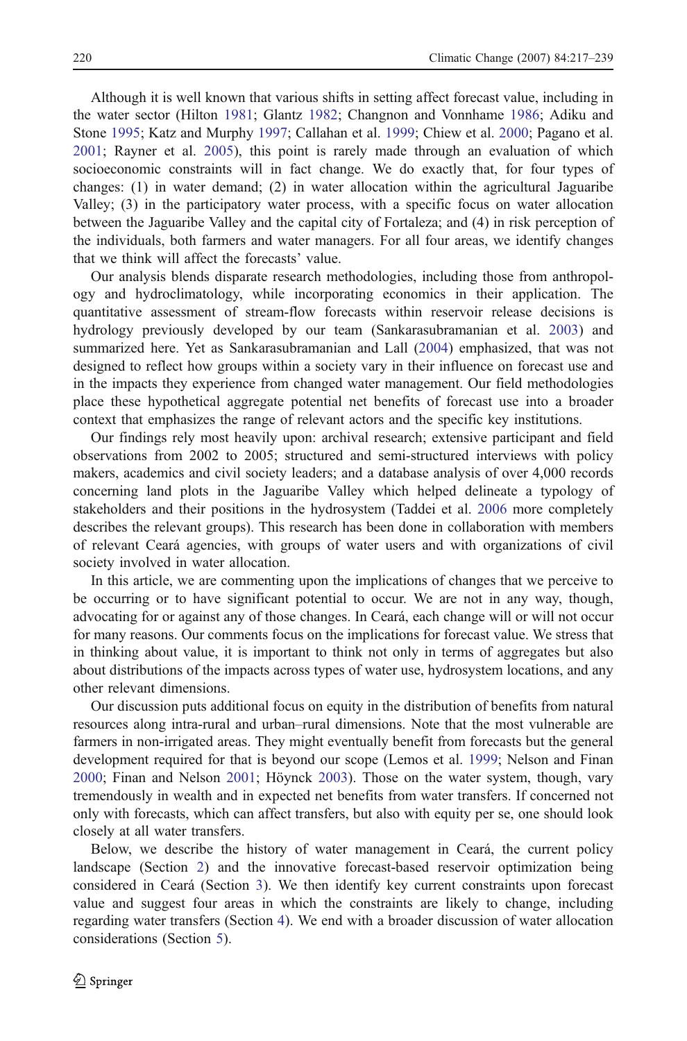Although it is well known that various shifts in setting affect forecast value, including in the water sector (Hilton 1981; Glantz 1982; Changnon and Vonnhame 1986; Adiku and Stone 1995; Katz and Murphy 1997; Callahan et al. 1999; Chiew et al. 2000; Pagano et al. 2001; Rayner et al. 2005), this point is rarely made through an evaluation of which socioeconomic constraints will in fact change. We do exactly that, for four types of changes: (1) in water demand; (2) in water allocation within the agricultural Jaguaribe Valley; (3) in the participatory water process, with a specific focus on water allocation between the Jaguaribe Valley and the capital city of Fortaleza; and (4) in risk perception of the individuals, both farmers and water managers. For all four areas, we identify changes that we think will affect the forecasts' value.

Our analysis blends disparate research methodologies, including those from anthropology and hydroclimatology, while incorporating economics in their application. The quantitative assessment of stream-flow forecasts within reservoir release decisions is hydrology previously developed by our team (Sankarasubramanian et al. 2003) and summarized here. Yet as Sankarasubramanian and Lall (2004) emphasized, that was not designed to reflect how groups within a society vary in their influence on forecast use and in the impacts they experience from changed water management. Our field methodologies place these hypothetical aggregate potential net benefits of forecast use into a broader context that emphasizes the range of relevant actors and the specific key institutions.

Our findings rely most heavily upon: archival research; extensive participant and field observations from 2002 to 2005; structured and semi-structured interviews with policy makers, academics and civil society leaders; and a database analysis of over 4,000 records concerning land plots in the Jaguaribe Valley which helped delineate a typology of stakeholders and their positions in the hydrosystem (Taddei et al. 2006 more completely describes the relevant groups). This research has been done in collaboration with members of relevant Ceará agencies, with groups of water users and with organizations of civil society involved in water allocation.

In this article, we are commenting upon the implications of changes that we perceive to be occurring or to have significant potential to occur. We are not in any way, though, advocating for or against any of those changes. In Ceará, each change will or will not occur for many reasons. Our comments focus on the implications for forecast value. We stress that in thinking about value, it is important to think not only in terms of aggregates but also about distributions of the impacts across types of water use, hydrosystem locations, and any other relevant dimensions.

Our discussion puts additional focus on equity in the distribution of benefits from natural resources along intra-rural and urban–rural dimensions. Note that the most vulnerable are farmers in non-irrigated areas. They might eventually benefit from forecasts but the general development required for that is beyond our scope (Lemos et al. 1999; Nelson and Finan 2000; Finan and Nelson 2001; Höynck 2003). Those on the water system, though, vary tremendously in wealth and in expected net benefits from water transfers. If concerned not only with forecasts, which can affect transfers, but also with equity per se, one should look closely at all water transfers.

Below, we describe the history of water management in Ceará, the current policy landscape (Section 2) and the innovative forecast-based reservoir optimization being considered in Ceará (Section 3). We then identify key current constraints upon forecast value and suggest four areas in which the constraints are likely to change, including regarding water transfers (Section 4). We end with a broader discussion of water allocation considerations (Section 5).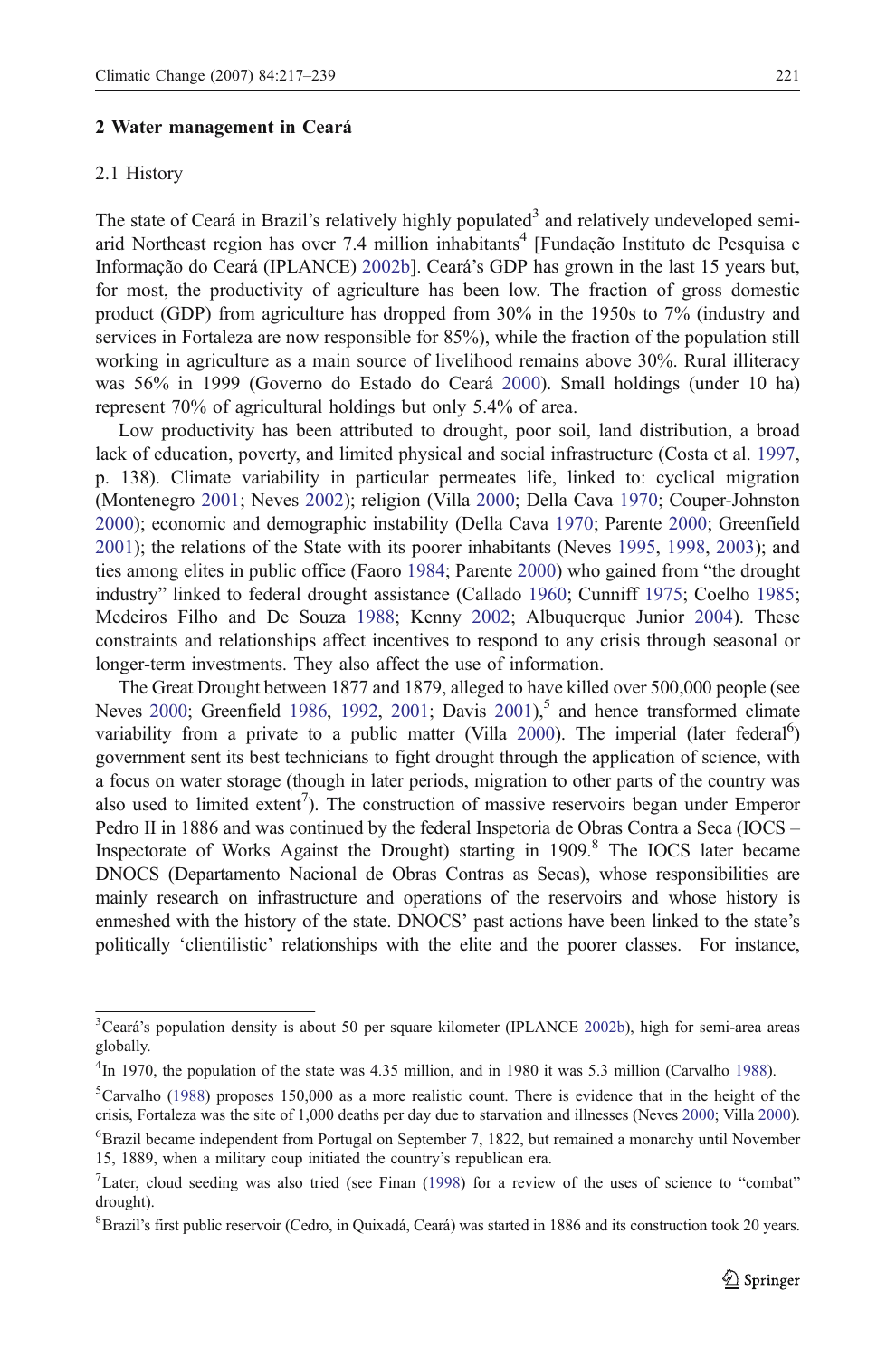## 2 Water management in Ceará

### 2.1 History

The state of Ceará in Brazil's relatively highly populated[3] and relatively undeveloped semi-arid Northeast region has over 7.4 million inhabitants[4] [Fundação Instituto de Pesquisa e Informação do Ceará (IPLANCE) 2002b]. Ceará's GDP has grown in the last 15 years but, for most, the productivity of agriculture has been low. The fraction of gross domestic product (GDP) from agriculture has dropped from 30% in the 1950s to 7% (industry and services in Fortaleza are now responsible for 85%), while the fraction of the population still working in agriculture as a main source of livelihood remains above 30%. Rural illiteracy was 56% in 1999 (Governo do Estado do Ceará 2000). Small holdings (under 10 ha) represent 70% of agricultural holdings but only 5.4% of area.

Low productivity has been attributed to drought, poor soil, land distribution, a broad lack of education, poverty, and limited physical and social infrastructure (Costa et al. 1997, p. 138). Climate variability in particular permeates life, linked to: cyclical migration (Montenegro 2001; Neves 2002); religion (Villa 2000; Della Cava 1970; Couper-Johnston 2000); economic and demographic instability (Della Cava 1970; Parente 2000; Greenfield 2001); the relations of the State with its poorer inhabitants (Neves 1995, 1998, 2003); and ties among elites in public office (Faoro 1984; Parente 2000) who gained from "the drought industry" linked to federal drought assistance (Callado 1960; Cunniff 1975; Coelho 1985; Medeiros Filho and De Souza 1988; Kenny 2002; Albuquerque Junior 2004). These constraints and relationships affect incentives to respond to any crisis through seasonal or longer-term investments. They also affect the use of information.

The Great Drought between 1877 and 1879, alleged to have killed over 500,000 people (see Neves 2000; Greenfield 1986, 1992, 2001; Davis 2001),[5] and hence transformed climate variability from a private to a public matter (Villa 2000). The imperial (later federal[6]) government sent its best technicians to fight drought through the application of science, with a focus on water storage (though in later periods, migration to other parts of the country was also used to limited extent[7]). The construction of massive reservoirs began under Emperor Pedro II in 1886 and was continued by the federal Inspetoria de Obras Contra a Seca (IOCS – Inspectorate of Works Against the Drought) starting in 1909.[8] The IOCS later became DNOCS (Departamento Nacional de Obras Contras as Secas), whose responsibilities are mainly research on infrastructure and operations of the reservoirs and whose history is enmeshed with the history of the state. DNOCS' past actions have been linked to the state's politically 'clientilistic' relationships with the elite and the poorer classes. For instance,

---

[3] Ceará's population density is about 50 per square kilometer (IPLANCE 2002b), high for semi-area areas globally.

[4] In 1970, the population of the state was 4.35 million, and in 1980 it was 5.3 million (Carvalho 1988).

[5] Carvalho (1988) proposes 150,000 as a more realistic count. There is evidence that in the height of the crisis, Fortaleza was the site of 1,000 deaths per day due to starvation and illnesses (Neves 2000; Villa 2000).

[6] Brazil became independent from Portugal on September 7, 1822, but remained a monarchy until November 15, 1889, when a military coup initiated the country's republican era.

[7] Later, cloud seeding was also tried (see Finan (1998) for a review of the uses of science to "combat" drought).

[8] Brazil's first public reservoir (Cedro, in Quixadá, Ceará) was started in 1886 and its construction took 20 years.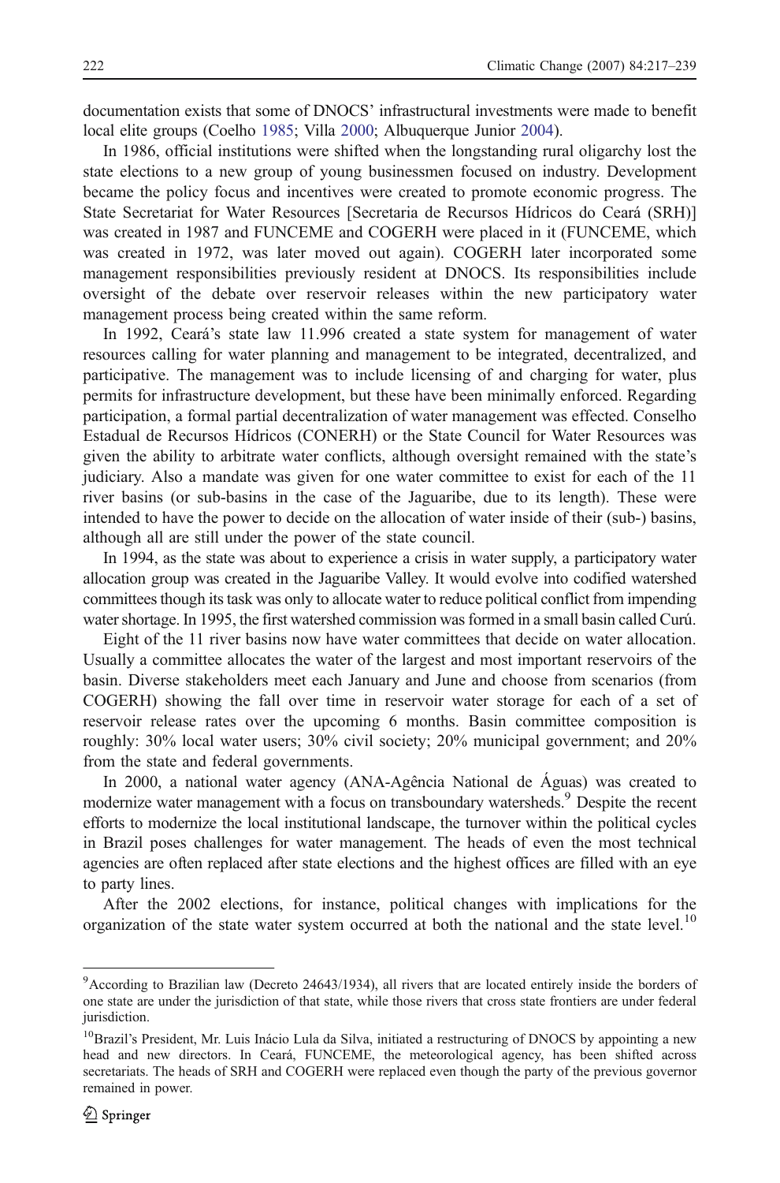documentation exists that some of DNOCS' infrastructural investments were made to benefit local elite groups (Coelho 1985; Villa 2000; Albuquerque Junior 2004).

In 1986, official institutions were shifted when the longstanding rural oligarchy lost the state elections to a new group of young businessmen focused on industry. Development became the policy focus and incentives were created to promote economic progress. The State Secretariat for Water Resources [Secretaria de Recursos Hídricos do Ceará (SRH)] was created in 1987 and FUNCEME and COGERH were placed in it (FUNCEME, which was created in 1972, was later moved out again). COGERH later incorporated some management responsibilities previously resident at DNOCS. Its responsibilities include oversight of the debate over reservoir releases within the new participatory water management process being created within the same reform.

In 1992, Ceará's state law 11.996 created a state system for management of water resources calling for water planning and management to be integrated, decentralized, and participative. The management was to include licensing of and charging for water, plus permits for infrastructure development, but these have been minimally enforced. Regarding participation, a formal partial decentralization of water management was effected. Conselho Estadual de Recursos Hídricos (CONERH) or the State Council for Water Resources was given the ability to arbitrate water conflicts, although oversight remained with the state's judiciary. Also a mandate was given for one water committee to exist for each of the 11 river basins (or sub-basins in the case of the Jaguaribe, due to its length). These were intended to have the power to decide on the allocation of water inside of their (sub-) basins, although all are still under the power of the state council.

In 1994, as the state was about to experience a crisis in water supply, a participatory water allocation group was created in the Jaguaribe Valley. It would evolve into codified watershed committees though its task was only to allocate water to reduce political conflict from impending water shortage. In 1995, the first watershed commission was formed in a small basin called Curú.

Eight of the 11 river basins now have water committees that decide on water allocation. Usually a committee allocates the water of the largest and most important reservoirs of the basin. Diverse stakeholders meet each January and June and choose from scenarios (from COGERH) showing the fall over time in reservoir water storage for each of a set of reservoir release rates over the upcoming 6 months. Basin committee composition is roughly: 30% local water users; 30% civil society; 20% municipal government; and 20% from the state and federal governments.

In 2000, a national water agency (ANA-Agência National de Águas) was created to modernize water management with a focus on transboundary watersheds.[9] Despite the recent efforts to modernize the local institutional landscape, the turnover within the political cycles in Brazil poses challenges for water management. The heads of even the most technical agencies are often replaced after state elections and the highest offices are filled with an eye to party lines.

After the 2002 elections, for instance, political changes with implications for the organization of the state water system occurred at both the national and the state level.[10]

[9] According to Brazilian law (Decreto 24643/1934), all rivers that are located entirely inside the borders of one state are under the jurisdiction of that state, while those rivers that cross state frontiers are under federal jurisdiction.

[10] Brazil's President, Mr. Luis Inácio Lula da Silva, initiated a restructuring of DNOCS by appointing a new head and new directors. In Ceará, FUNCEME, the meteorological agency, has been shifted across secretariats. The heads of SRH and COGERH were replaced even though the party of the previous governor remained in power.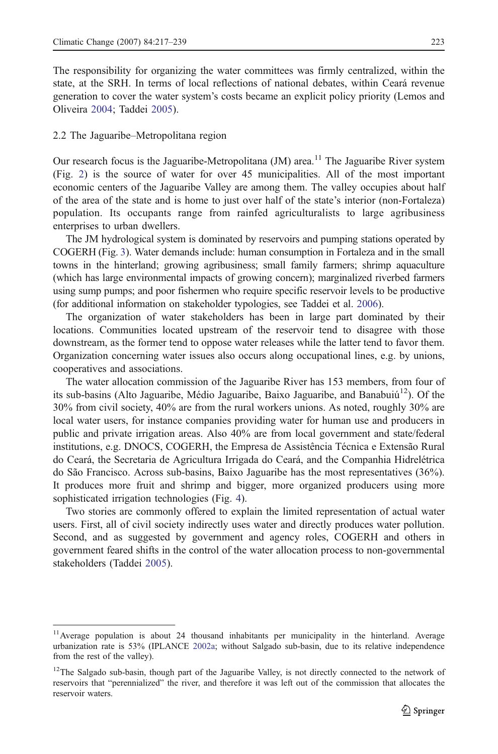The responsibility for organizing the water committees was firmly centralized, within the state, at the SRH. In terms of local reflections of national debates, within Ceará revenue generation to cover the water system's costs became an explicit policy priority (Lemos and Oliveira 2004; Taddei 2005).

## 2.2 The Jaguaribe–Metropolitana region

Our research focus is the Jaguaribe-Metropolitana (JM) area.[11] The Jaguaribe River system (Fig. 2) is the source of water for over 45 municipalities. All of the most important economic centers of the Jaguaribe Valley are among them. The valley occupies about half of the area of the state and is home to just over half of the state's interior (non-Fortaleza) population. Its occupants range from rainfed agriculturalists to large agribusiness enterprises to urban dwellers.

The JM hydrological system is dominated by reservoirs and pumping stations operated by COGERH (Fig. 3). Water demands include: human consumption in Fortaleza and in the small towns in the hinterland; growing agribusiness; small family farmers; shrimp aquaculture (which has large environmental impacts of growing concern); marginalized riverbed farmers using sump pumps; and poor fishermen who require specific reservoir levels to be productive (for additional information on stakeholder typologies, see Taddei et al. 2006).

The organization of water stakeholders has been in large part dominated by their locations. Communities located upstream of the reservoir tend to disagree with those downstream, as the former tend to oppose water releases while the latter tend to favor them. Organization concerning water issues also occurs along occupational lines, e.g. by unions, cooperatives and associations.

The water allocation commission of the Jaguaribe River has 153 members, from four of its sub-basins (Alto Jaguaribe, Médio Jaguaribe, Baixo Jaguaribe, and Banabuiú[12]). Of the 30% from civil society, 40% are from the rural workers unions. As noted, roughly 30% are local water users, for instance companies providing water for human use and producers in public and private irrigation areas. Also 40% are from local government and state/federal institutions, e.g. DNOCS, COGERH, the Empresa de Assistência Técnica e Extensão Rural do Ceará, the Secretaria de Agricultura Irrigada do Ceará, and the Companhia Hidrelétrica do São Francisco. Across sub-basins, Baixo Jaguaribe has the most representatives (36%). It produces more fruit and shrimp and bigger, more organized producers using more sophisticated irrigation technologies (Fig. 4).

Two stories are commonly offered to explain the limited representation of actual water users. First, all of civil society indirectly uses water and directly produces water pollution. Second, and as suggested by government and agency roles, COGERH and others in government feared shifts in the control of the water allocation process to non-governmental stakeholders (Taddei 2005).

---

[11] Average population is about 24 thousand inhabitants per municipality in the hinterland. Average urbanization rate is 53% (IPLANCE 2002a; without Salgado sub-basin, due to its relative independence from the rest of the valley).

[12] The Salgado sub-basin, though part of the Jaguaribe Valley, is not directly connected to the network of reservoirs that "perennialized" the river, and therefore it was left out of the commission that allocates the reservoir waters.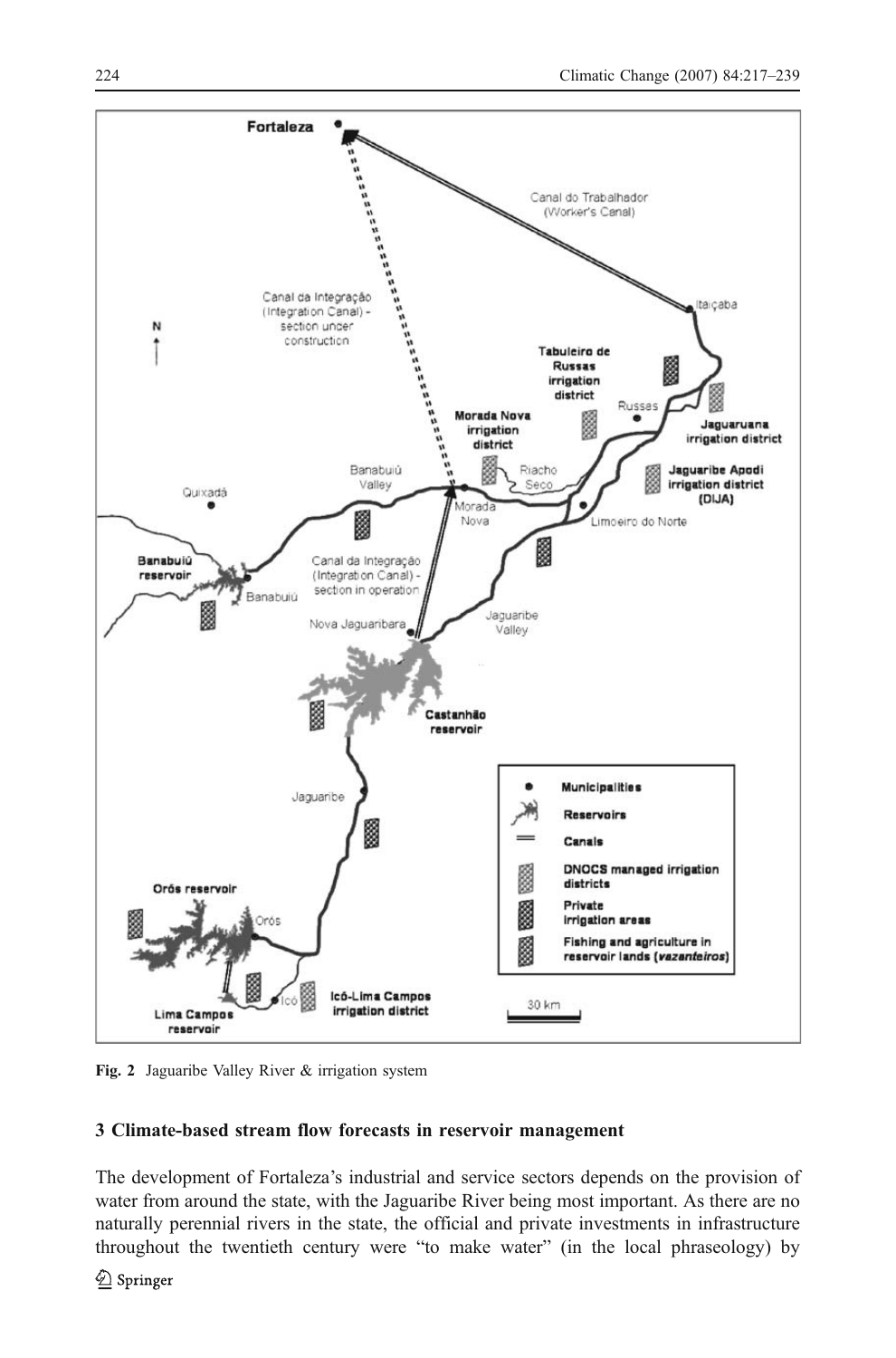Fig. 2 Jaguaribe Valley River & irrigation system

### 3 Climate-based stream flow forecasts in reservoir management

The development of Fortaleza's industrial and service sectors depends on the provision of water from around the state, with the Jaguaribe River being most important. As there are no naturally perennial rivers in the state, the official and private investments in infrastructure throughout the twentieth century were "to make water" (in the local phraseology) by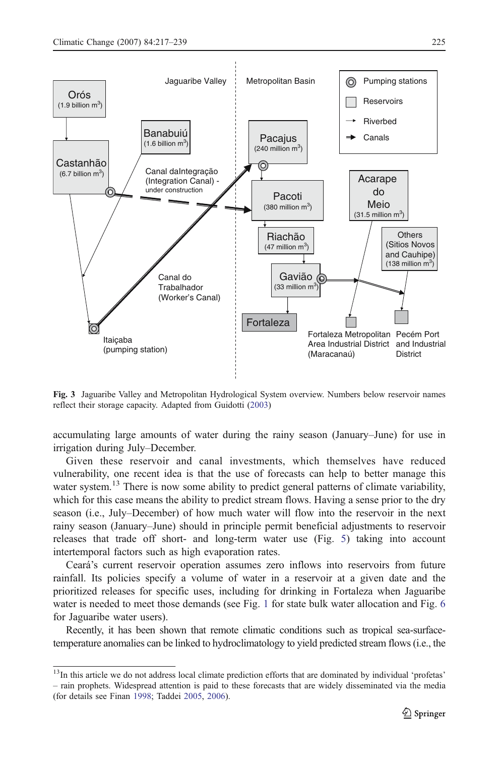**Fig. 3** Jaguaribe Valley and Metropolitan Hydrological System overview. Numbers below reservoir names reflect their storage capacity. Adapted from Guidotti (2003)

accumulating large amounts of water during the rainy season (January–June) for use in irrigation during July–December.

Given these reservoir and canal investments, which themselves have reduced vulnerability, one recent idea is that the use of forecasts can help to better manage this water system.[13] There is now some ability to predict general patterns of climate variability, which for this case means the ability to predict stream flows. Having a sense prior to the dry season (i.e., July–December) of how much water will flow into the reservoir in the next rainy season (January–June) should in principle permit beneficial adjustments to reservoir releases that trade off short- and long-term water use (Fig. 5) taking into account intertemporal factors such as high evaporation rates.

Ceará's current reservoir operation assumes zero inflows into reservoirs from future rainfall. Its policies specify a volume of water in a reservoir at a given date and the prioritized releases for specific uses, including for drinking in Fortaleza when Jaguaribe water is needed to meet those demands (see Fig. 1 for state bulk water allocation and Fig. 6 for Jaguaribe water users).

Recently, it has been shown that remote climatic conditions such as tropical sea-surface-temperature anomalies can be linked to hydroclimatology to yield predicted stream flows (i.e., the

[13] In this article we do not address local climate prediction efforts that are dominated by individual 'profetas' – rain prophets. Widespread attention is paid to these forecasts that are widely disseminated via the media (for details see Finan 1998; Taddei 2005, 2006).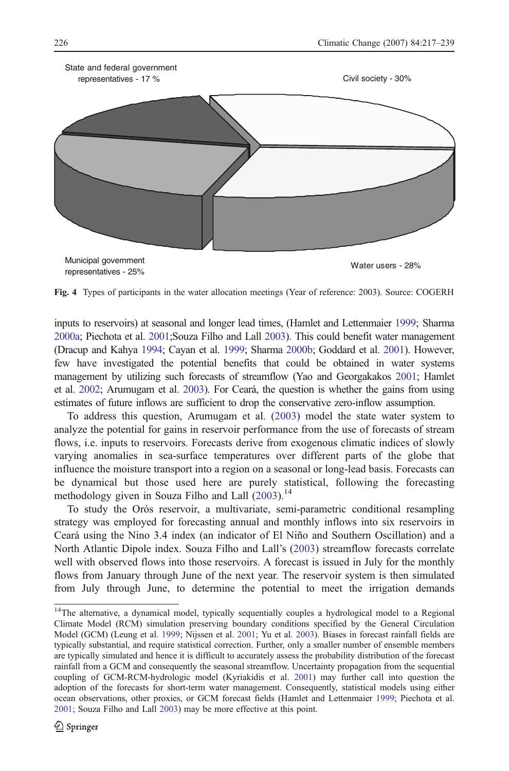State and federal government representatives - 17 %

Civil society - 30%

Municipal government representatives - 25%

Water users - 28%

**Fig. 4** Types of participants in the water allocation meetings (Year of reference: 2003). Source: COGERH

inputs to reservoirs) at seasonal and longer lead times, (Hamlet and Lettenmaier 1999; Sharma 2000a; Piechota et al. 2001;Souza Filho and Lall 2003). This could benefit water management (Dracup and Kahya 1994; Cayan et al. 1999; Sharma 2000b; Goddard et al. 2001). However, few have investigated the potential benefits that could be obtained in water systems management by utilizing such forecasts of streamflow (Yao and Georgakakos 2001; Hamlet et al. 2002; Arumugam et al. 2003). For Ceará, the question is whether the gains from using estimates of future inflows are sufficient to drop the conservative zero-inflow assumption.

To address this question, Arumugam et al. (2003) model the state water system to analyze the potential for gains in reservoir performance from the use of forecasts of stream flows, i.e. inputs to reservoirs. Forecasts derive from exogenous climatic indices of slowly varying anomalies in sea-surface temperatures over different parts of the globe that influence the moisture transport into a region on a seasonal or long-lead basis. Forecasts can be dynamical but those used here are purely statistical, following the forecasting methodology given in Souza Filho and Lall (2003).[14]

To study the Orós reservoir, a multivariate, semi-parametric conditional resampling strategy was employed for forecasting annual and monthly inflows into six reservoirs in Ceará using the Nino 3.4 index (an indicator of El Niño and Southern Oscillation) and a North Atlantic Dipole index. Souza Filho and Lall's (2003) streamflow forecasts correlate well with observed flows into those reservoirs. A forecast is issued in July for the monthly flows from January through June of the next year. The reservoir system is then simulated from July through June, to determine the potential to meet the irrigation demands

[14]The alternative, a dynamical model, typically sequentially couples a hydrological model to a Regional Climate Model (RCM) simulation preserving boundary conditions specified by the General Circulation Model (GCM) (Leung et al. 1999; Nijssen et al. 2001; Yu et al. 2003). Biases in forecast rainfall fields are typically substantial, and require statistical correction. Further, only a smaller number of ensemble members are typically simulated and hence it is difficult to accurately assess the probability distribution of the forecast rainfall from a GCM and consequently the seasonal streamflow. Uncertainty propagation from the sequential coupling of GCM-RCM-hydrologic model (Kyriakidis et al. 2001) may further call into question the adoption of the forecasts for short-term water management. Consequently, statistical models using either ocean observations, other proxies, or GCM forecast fields (Hamlet and Lettenmaier 1999; Piechota et al. 2001; Souza Filho and Lall 2003) may be more effective at this point.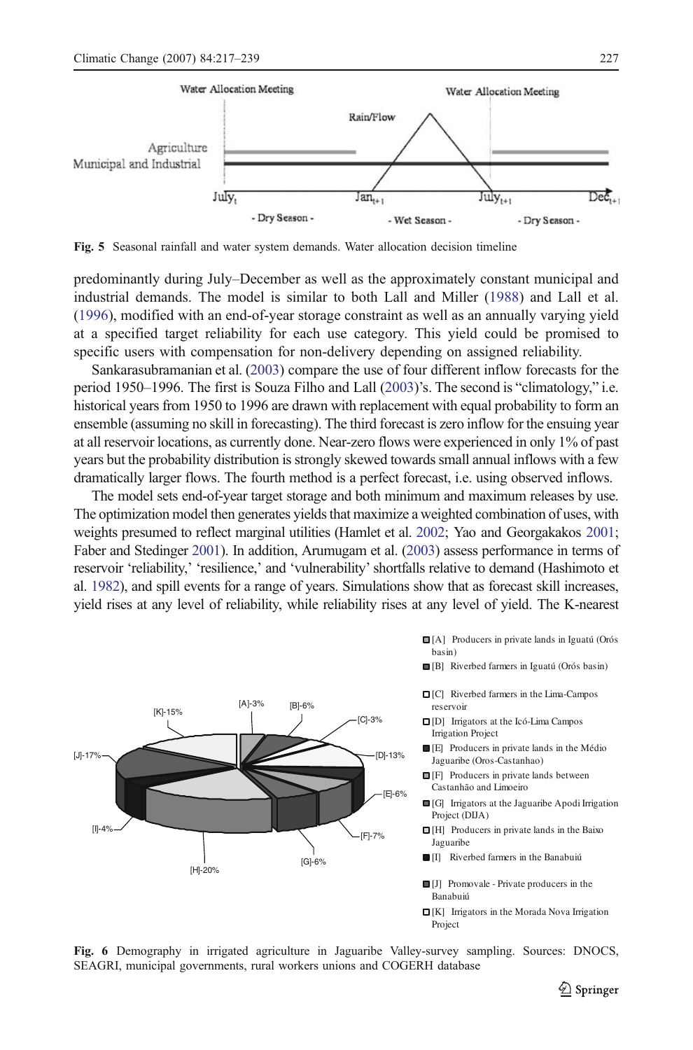Fig. 5 Seasonal rainfall and water system demands. Water allocation decision timeline

predominantly during July–December as well as the approximately constant municipal and industrial demands. The model is similar to both Lall and Miller (1988) and Lall et al. (1996), modified with an end-of-year storage constraint as well as an annually varying yield at a specified target reliability for each use category. This yield could be promised to specific users with compensation for non-delivery depending on assigned reliability.

Sankarasubramanian et al. (2003) compare the use of four different inflow forecasts for the period 1950–1996. The first is Souza Filho and Lall (2003)'s. The second is "climatology," i.e. historical years from 1950 to 1996 are drawn with replacement with equal probability to form an ensemble (assuming no skill in forecasting). The third forecast is zero inflow for the ensuing year at all reservoir locations, as currently done. Near-zero flows were experienced in only 1% of past years but the probability distribution is strongly skewed towards small annual inflows with a few dramatically larger flows. The fourth method is a perfect forecast, i.e. using observed inflows.

The model sets end-of-year target storage and both minimum and maximum releases by use. The optimization model then generates yields that maximize a weighted combination of uses, with weights presumed to reflect marginal utilities (Hamlet et al. 2002; Yao and Georgakakos 2001; Faber and Stedinger 2001). In addition, Arumugam et al. (2003) assess performance in terms of reservoir 'reliability,' 'resilience,' and 'vulnerability' shortfalls relative to demand (Hashimoto et al. 1982), and spill events for a range of years. Simulations show that as forecast skill increases, yield rises at any level of reliability, while reliability rises at any level of yield. The K-nearest

Fig. 6 Demography in irrigated agriculture in Jaguaribe Valley-survey sampling. Sources: DNOCS, SEAGRI, municipal governments, rural workers unions and COGERH database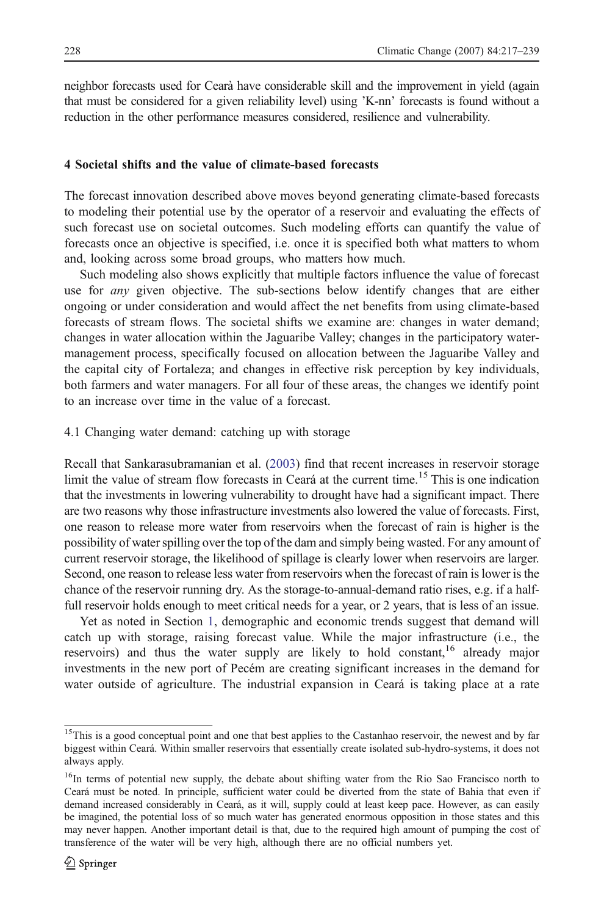neighbor forecasts used for Cearà have considerable skill and the improvement in yield (again that must be considered for a given reliability level) using 'K-nn' forecasts is found without a reduction in the other performance measures considered, resilience and vulnerability.

## 4 Societal shifts and the value of climate-based forecasts

The forecast innovation described above moves beyond generating climate-based forecasts to modeling their potential use by the operator of a reservoir and evaluating the effects of such forecast use on societal outcomes. Such modeling efforts can quantify the value of forecasts once an objective is specified, i.e. once it is specified both what matters to whom and, looking across some broad groups, who matters how much.

Such modeling also shows explicitly that multiple factors influence the value of forecast use for *any* given objective. The sub-sections below identify changes that are either ongoing or under consideration and would affect the net benefits from using climate-based forecasts of stream flows. The societal shifts we examine are: changes in water demand; changes in water allocation within the Jaguaribe Valley; changes in the participatory water-management process, specifically focused on allocation between the Jaguaribe Valley and the capital city of Fortaleza; and changes in effective risk perception by key individuals, both farmers and water managers. For all four of these areas, the changes we identify point to an increase over time in the value of a forecast.

### 4.1 Changing water demand: catching up with storage

Recall that Sankarasubramanian et al. (2003) find that recent increases in reservoir storage limit the value of stream flow forecasts in Ceará at the current time.[15] This is one indication that the investments in lowering vulnerability to drought have had a significant impact. There are two reasons why those infrastructure investments also lowered the value of forecasts. First, one reason to release more water from reservoirs when the forecast of rain is higher is the possibility of water spilling over the top of the dam and simply being wasted. For any amount of current reservoir storage, the likelihood of spillage is clearly lower when reservoirs are larger. Second, one reason to release less water from reservoirs when the forecast of rain is lower is the chance of the reservoir running dry. As the storage-to-annual-demand ratio rises, e.g. if a half-full reservoir holds enough to meet critical needs for a year, or 2 years, that is less of an issue.

Yet as noted in Section 1, demographic and economic trends suggest that demand will catch up with storage, raising forecast value. While the major infrastructure (i.e., the reservoirs) and thus the water supply are likely to hold constant,[16] already major investments in the new port of Pecém are creating significant increases in the demand for water outside of agriculture. The industrial expansion in Ceará is taking place at a rate

---

[15] This is a good conceptual point and one that best applies to the Castanhao reservoir, the newest and by far biggest within Ceará. Within smaller reservoirs that essentially create isolated sub-hydro-systems, it does not always apply.

[16] In terms of potential new supply, the debate about shifting water from the Rio Sao Francisco north to Ceará must be noted. In principle, sufficient water could be diverted from the state of Bahia that even if demand increased considerably in Ceará, as it will, supply could at least keep pace. However, as can easily be imagined, the potential loss of so much water has generated enormous opposition in those states and this may never happen. Another important detail is that, due to the required high amount of pumping the cost of transference of the water will be very high, although there are no official numbers yet.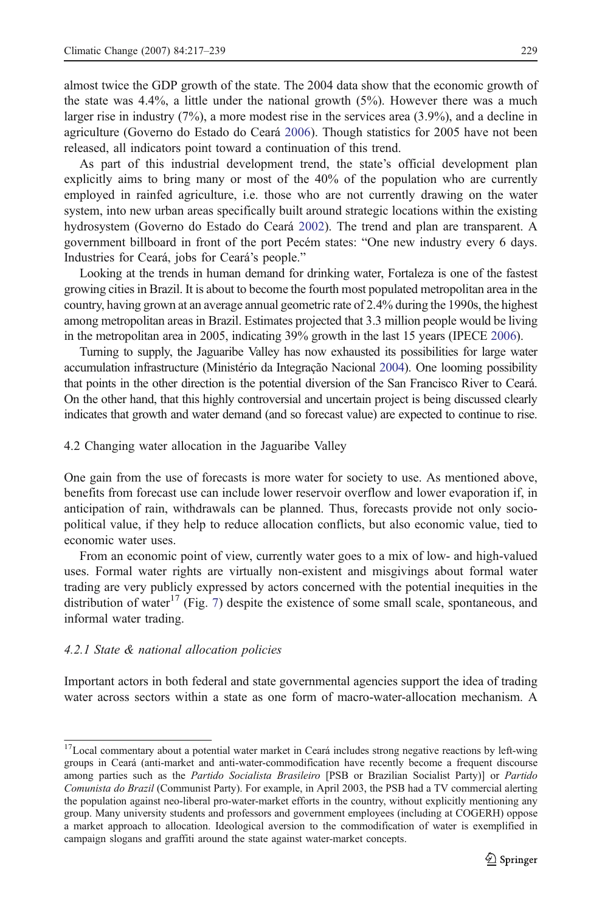almost twice the GDP growth of the state. The 2004 data show that the economic growth of the state was 4.4%, a little under the national growth (5%). However there was a much larger rise in industry (7%), a more modest rise in the services area (3.9%), and a decline in agriculture (Governo do Estado do Ceará 2006). Though statistics for 2005 have not been released, all indicators point toward a continuation of this trend.

As part of this industrial development trend, the state's official development plan explicitly aims to bring many or most of the 40% of the population who are currently employed in rainfed agriculture, i.e. those who are not currently drawing on the water system, into new urban areas specifically built around strategic locations within the existing hydrosystem (Governo do Estado do Ceará 2002). The trend and plan are transparent. A government billboard in front of the port Pecém states: "One new industry every 6 days. Industries for Ceará, jobs for Ceará's people."

Looking at the trends in human demand for drinking water, Fortaleza is one of the fastest growing cities in Brazil. It is about to become the fourth most populated metropolitan area in the country, having grown at an average annual geometric rate of 2.4% during the 1990s, the highest among metropolitan areas in Brazil. Estimates projected that 3.3 million people would be living in the metropolitan area in 2005, indicating 39% growth in the last 15 years (IPECE 2006).

Turning to supply, the Jaguaribe Valley has now exhausted its possibilities for large water accumulation infrastructure (Ministério da Integração Nacional 2004). One looming possibility that points in the other direction is the potential diversion of the San Francisco River to Ceará. On the other hand, that this highly controversial and uncertain project is being discussed clearly indicates that growth and water demand (and so forecast value) are expected to continue to rise.

## 4.2 Changing water allocation in the Jaguaribe Valley

One gain from the use of forecasts is more water for society to use. As mentioned above, benefits from forecast use can include lower reservoir overflow and lower evaporation if, in anticipation of rain, withdrawals can be planned. Thus, forecasts provide not only socio-political value, if they help to reduce allocation conflicts, but also economic value, tied to economic water uses.

From an economic point of view, currently water goes to a mix of low- and high-valued uses. Formal water rights are virtually non-existent and misgivings about formal water trading are very publicly expressed by actors concerned with the potential inequities in the distribution of water[17] (Fig. 7) despite the existence of some small scale, spontaneous, and informal water trading.

### *4.2.1 State & national allocation policies*

Important actors in both federal and state governmental agencies support the idea of trading water across sectors within a state as one form of macro-water-allocation mechanism. A

[17] Local commentary about a potential water market in Ceará includes strong negative reactions by left-wing groups in Ceará (anti-market and anti-water-commodification have recently become a frequent discourse among parties such as the *Partido Socialista Brasileiro* [PSB or Brazilian Socialist Party)] or *Partido Comunista do Brazil* (Communist Party). For example, in April 2003, the PSB had a TV commercial alerting the population against neo-liberal pro-water-market efforts in the country, without explicitly mentioning any group. Many university students and professors and government employees (including at COGERH) oppose a market approach to allocation. Ideological aversion to the commodification of water is exemplified in campaign slogans and graffiti around the state against water-market concepts.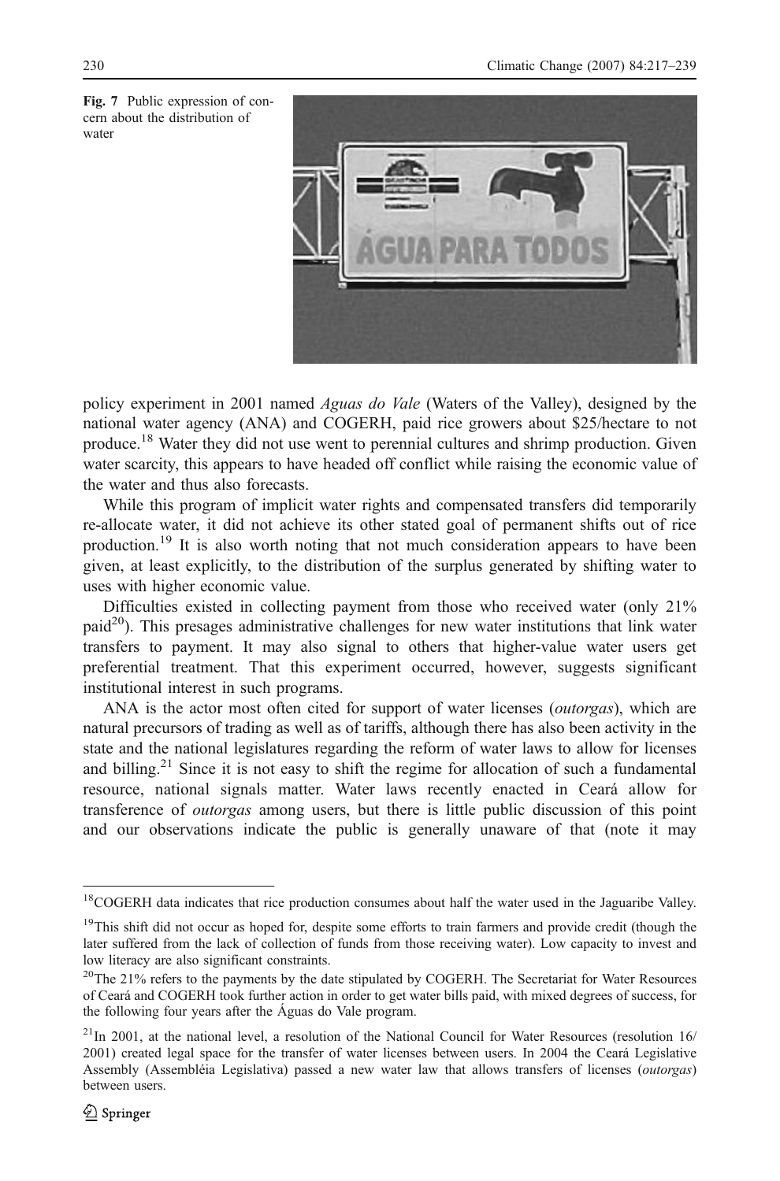Fig. 7 Public expression of concern about the distribution of water

policy experiment in 2001 named *Aguas do Vale* (Waters of the Valley), designed by the national water agency (ANA) and COGERH, paid rice growers about $25/hectare to not produce.[18] Water they did not use went to perennial cultures and shrimp production. Given water scarcity, this appears to have headed off conflict while raising the economic value of the water and thus also forecasts.

While this program of implicit water rights and compensated transfers did temporarily re-allocate water, it did not achieve its other stated goal of permanent shifts out of rice production.[19] It is also worth noting that not much consideration appears to have been given, at least explicitly, to the distribution of the surplus generated by shifting water to uses with higher economic value.

Difficulties existed in collecting payment from those who received water (only 21% paid[20]). This presages administrative challenges for new water institutions that link water transfers to payment. It may also signal to others that higher-value water users get preferential treatment. That this experiment occurred, however, suggests significant institutional interest in such programs.

ANA is the actor most often cited for support of water licenses (*outorgas*), which are natural precursors of trading as well as of tariffs, although there has also been activity in the state and the national legislatures regarding the reform of water laws to allow for licenses and billing.[21] Since it is not easy to shift the regime for allocation of such a fundamental resource, national signals matter. Water laws recently enacted in Ceará allow for transference of *outorgas* among users, but there is little public discussion of this point and our observations indicate the public is generally unaware of that (note it may

---

[18] COGERH data indicates that rice production consumes about half the water used in the Jaguaribe Valley.

[19] This shift did not occur as hoped for, despite some efforts to train farmers and provide credit (though the later suffered from the lack of collection of funds from those receiving water). Low capacity to invest and low literacy are also significant constraints.

[20] The 21% refers to the payments by the date stipulated by COGERH. The Secretariat for Water Resources of Ceará and COGERH took further action in order to get water bills paid, with mixed degrees of success, for the following four years after the Águas do Vale program.

[21] In 2001, at the national level, a resolution of the National Council for Water Resources (resolution 16/2001) created legal space for the transfer of water licenses between users. In 2004 the Ceará Legislative Assembly (Assembléia Legislativa) passed a new water law that allows transfers of licenses (*outorgas*) between users.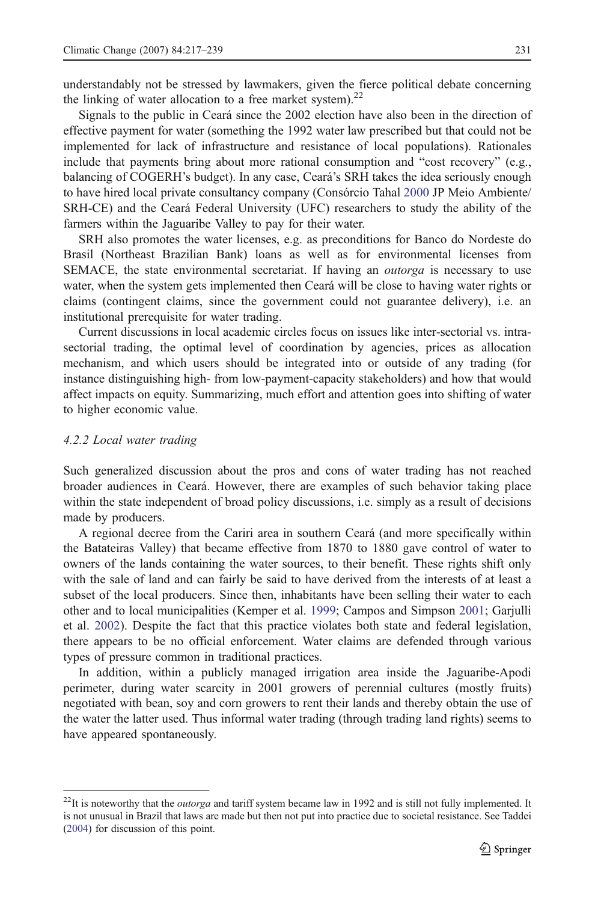understandably not be stressed by lawmakers, given the fierce political debate concerning the linking of water allocation to a free market system).[22]

Signals to the public in Ceará since the 2002 election have also been in the direction of effective payment for water (something the 1992 water law prescribed but that could not be implemented for lack of infrastructure and resistance of local populations). Rationales include that payments bring about more rational consumption and "cost recovery" (e.g., balancing of COGERH's budget). In any case, Ceará's SRH takes the idea seriously enough to have hired local private consultancy company (Consórcio Tahal 2000 JP Meio Ambiente/SRH-CE) and the Ceará Federal University (UFC) researchers to study the ability of the farmers within the Jaguaribe Valley to pay for their water.

SRH also promotes the water licenses, e.g. as preconditions for Banco do Nordeste do Brasil (Northeast Brazilian Bank) loans as well as for environmental licenses from SEMACE, the state environmental secretariat. If having an *outorga* is necessary to use water, when the system gets implemented then Ceará will be close to having water rights or claims (contingent claims, since the government could not guarantee delivery), i.e. an institutional prerequisite for water trading.

Current discussions in local academic circles focus on issues like inter-sectorial vs. intra-sectorial trading, the optimal level of coordination by agencies, prices as allocation mechanism, and which users should be integrated into or outside of any trading (for instance distinguishing high- from low-payment-capacity stakeholders) and how that would affect impacts on equity. Summarizing, much effort and attention goes into shifting of water to higher economic value.

#### *4.2.2 Local water trading*

Such generalized discussion about the pros and cons of water trading has not reached broader audiences in Ceará. However, there are examples of such behavior taking place within the state independent of broad policy discussions, i.e. simply as a result of decisions made by producers.

A regional decree from the Cariri area in southern Ceará (and more specifically within the Batateiras Valley) that became effective from 1870 to 1880 gave control of water to owners of the lands containing the water sources, to their benefit. These rights shift only with the sale of land and can fairly be said to have derived from the interests of at least a subset of the local producers. Since then, inhabitants have been selling their water to each other and to local municipalities (Kemper et al. 1999; Campos and Simpson 2001; Garjulli et al. 2002). Despite the fact that this practice violates both state and federal legislation, there appears to be no official enforcement. Water claims are defended through various types of pressure common in traditional practices.

In addition, within a publicly managed irrigation area inside the Jaguaribe-Apodi perimeter, during water scarcity in 2001 growers of perennial cultures (mostly fruits) negotiated with bean, soy and corn growers to rent their lands and thereby obtain the use of the water the latter used. Thus informal water trading (through trading land rights) seems to have appeared spontaneously.

---

[22] It is noteworthy that the *outorga* and tariff system became law in 1992 and is still not fully implemented. It is not unusual in Brazil that laws are made but then not put into practice due to societal resistance. See Taddei (2004) for discussion of this point.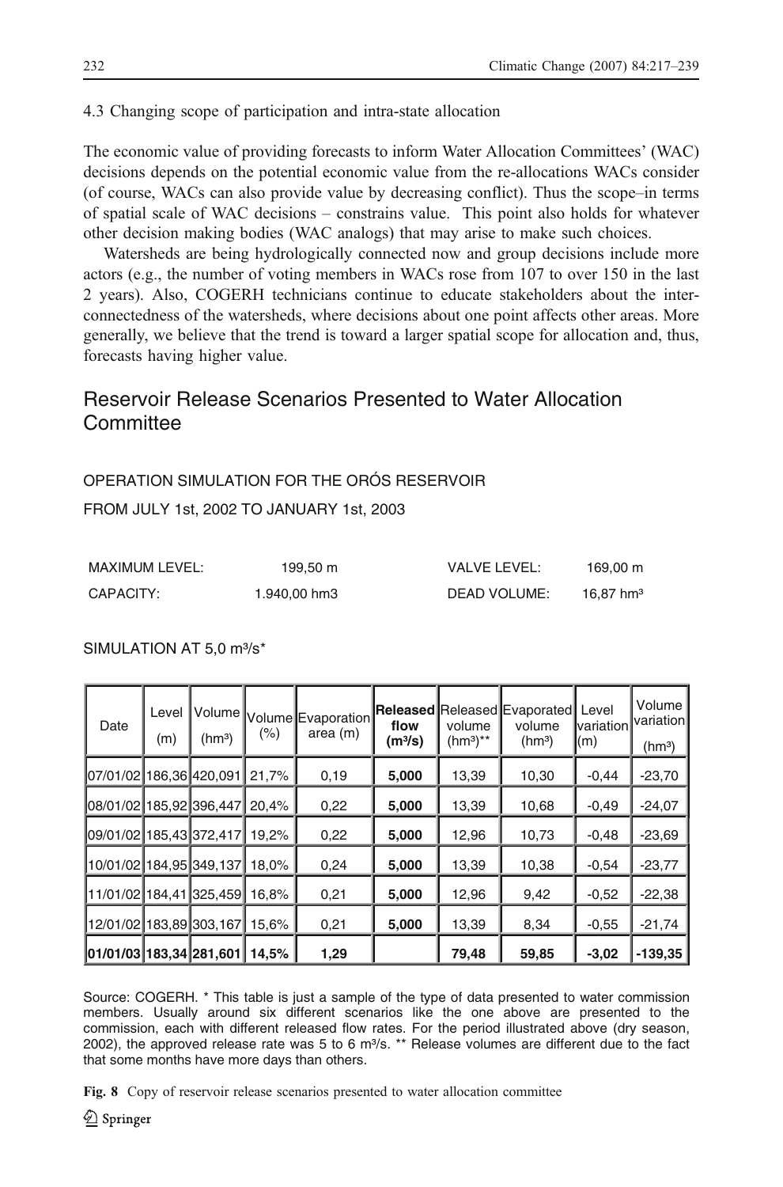4.3 Changing scope of participation and intra-state allocation

The economic value of providing forecasts to inform Water Allocation Committees' (WAC) decisions depends on the potential economic value from the re-allocations WACs consider (of course, WACs can also provide value by decreasing conflict). Thus the scope–in terms of spatial scale of WAC decisions – constrains value. This point also holds for whatever other decision making bodies (WAC analogs) that may arise to make such choices.

Watersheds are being hydrologically connected now and group decisions include more actors (e.g., the number of voting members in WACs rose from 107 to over 150 in the last 2 years). Also, COGERH technicians continue to educate stakeholders about the interconnectedness of the watersheds, where decisions about one point affects other areas. More generally, we believe that the trend is toward a larger spatial scope for allocation and, thus, forecasts having higher value.

## Reservoir Release Scenarios Presented to Water Allocation Committee

OPERATION SIMULATION FOR THE ORÓS RESERVOIR

FROM JULY 1st, 2002 TO JANUARY 1st, 2003

| | | | |
|---|---|---|---|
| MAXIMUM LEVEL: | 199,50 m | VALVE LEVEL: | 169,00 m |
| CAPACITY: | 1.940,00 hm3 | DEAD VOLUME: | 16,87 hm³ |

SIMULATION AT 5,0 m³/s*

| Date | Level (m) | Volume (hm³) | Volume (%) | Evaporation area (m) | **Released flow (m³/s)** | Released volume (hm³)** | Evaporated volume (hm³) | Level variation (m) | Volume variation (hm³) |
|---|---|---|---|---|---|---|---|---|---|
| 07/01/02 | 186,36 | 420,091 | 21,7% | 0,19 | **5,000** | 13,39 | 10,30 | -0,44 | -23,70 |
| 08/01/02 | 185,92 | 396,447 | 20,4% | 0,22 | **5,000** | 13,39 | 10,68 | -0,49 | -24,07 |
| 09/01/02 | 185,43 | 372,417 | 19,2% | 0,22 | **5,000** | 12,96 | 10,73 | -0,48 | -23,69 |
| 10/01/02 | 184,95 | 349,137 | 18,0% | 0,24 | **5,000** | 13,39 | 10,38 | -0,54 | -23,77 |
| 11/01/02 | 184,41 | 325,459 | 16,8% | 0,21 | **5,000** | 12,96 | 9,42 | -0,52 | -22,38 |
| 12/01/02 | 183,89 | 303,167 | 15,6% | 0,21 | **5,000** | 13,39 | 8,34 | -0,55 | -21,74 |
| **01/01/03** | **183,34** | **281,601** | **14,5%** | **1,29** | | **79,48** | **59,85** | **-3,02** | **-139,35** |

Source: COGERH. * This table is just a sample of the type of data presented to water commission members. Usually around six different scenarios like the one above are presented to the commission, each with different released flow rates. For the period illustrated above (dry season, 2002), the approved release rate was 5 to 6 m³/s. ** Release volumes are different due to the fact that some months have more days than others.

**Fig. 8** Copy of reservoir release scenarios presented to water allocation committee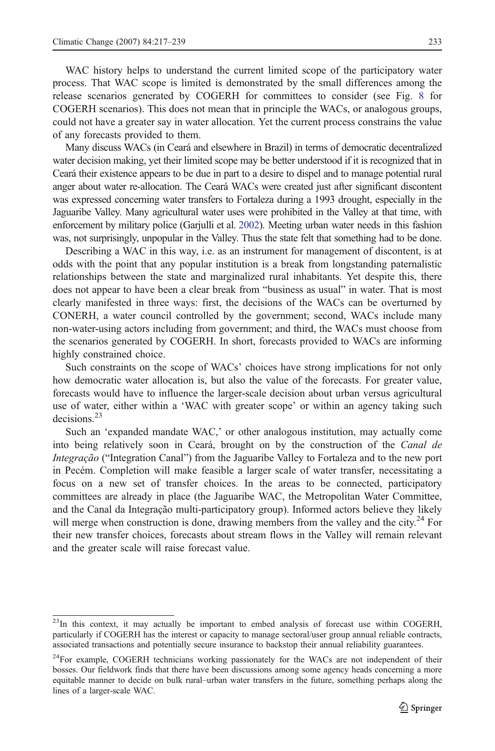WAC history helps to understand the current limited scope of the participatory water process. That WAC scope is limited is demonstrated by the small differences among the release scenarios generated by COGERH for committees to consider (see Fig. 8 for COGERH scenarios). This does not mean that in principle the WACs, or analogous groups, could not have a greater say in water allocation. Yet the current process constrains the value of any forecasts provided to them.

Many discuss WACs (in Ceará and elsewhere in Brazil) in terms of democratic decentralized water decision making, yet their limited scope may be better understood if it is recognized that in Ceará their existence appears to be due in part to a desire to dispel and to manage potential rural anger about water re-allocation. The Ceará WACs were created just after significant discontent was expressed concerning water transfers to Fortaleza during a 1993 drought, especially in the Jaguaribe Valley. Many agricultural water uses were prohibited in the Valley at that time, with enforcement by military police (Garjulli et al. 2002). Meeting urban water needs in this fashion was, not surprisingly, unpopular in the Valley. Thus the state felt that something had to be done.

Describing a WAC in this way, i.e. as an instrument for management of discontent, is at odds with the point that any popular institution is a break from longstanding paternalistic relationships between the state and marginalized rural inhabitants. Yet despite this, there does not appear to have been a clear break from "business as usual" in water. That is most clearly manifested in three ways: first, the decisions of the WACs can be overturned by CONERH, a water council controlled by the government; second, WACs include many non-water-using actors including from government; and third, the WACs must choose from the scenarios generated by COGERH. In short, forecasts provided to WACs are informing highly constrained choice.

Such constraints on the scope of WACs' choices have strong implications for not only how democratic water allocation is, but also the value of the forecasts. For greater value, forecasts would have to influence the larger-scale decision about urban versus agricultural use of water, either within a 'WAC with greater scope' or within an agency taking such decisions.[23]

Such an 'expanded mandate WAC,' or other analogous institution, may actually come into being relatively soon in Ceará, brought on by the construction of the *Canal de Integração* ("Integration Canal") from the Jaguaribe Valley to Fortaleza and to the new port in Pecém. Completion will make feasible a larger scale of water transfer, necessitating a focus on a new set of transfer choices. In the areas to be connected, participatory committees are already in place (the Jaguaribe WAC, the Metropolitan Water Committee, and the Canal da Integração multi-participatory group). Informed actors believe they likely will merge when construction is done, drawing members from the valley and the city.[24] For their new transfer choices, forecasts about stream flows in the Valley will remain relevant and the greater scale will raise forecast value.

---

[23] In this context, it may actually be important to embed analysis of forecast use within COGERH, particularly if COGERH has the interest or capacity to manage sectoral/user group annual reliable contracts, associated transactions and potentially secure insurance to backstop their annual reliability guarantees.

[24] For example, COGERH technicians working passionately for the WACs are not independent of their bosses. Our fieldwork finds that there have been discussions among some agency heads concerning a more equitable manner to decide on bulk rural–urban water transfers in the future, something perhaps along the lines of a larger-scale WAC.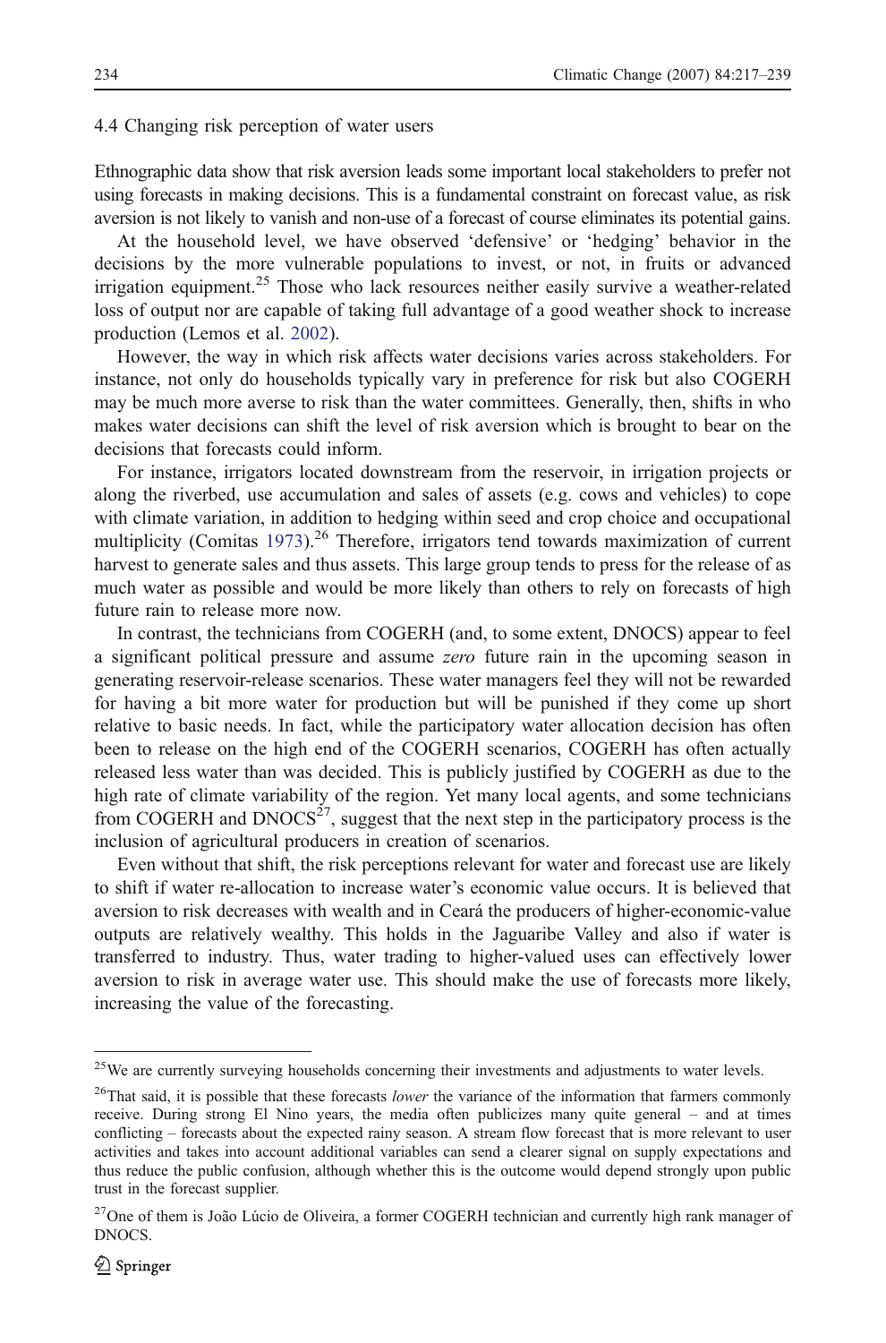### 4.4 Changing risk perception of water users

Ethnographic data show that risk aversion leads some important local stakeholders to prefer not using forecasts in making decisions. This is a fundamental constraint on forecast value, as risk aversion is not likely to vanish and non-use of a forecast of course eliminates its potential gains.

At the household level, we have observed 'defensive' or 'hedging' behavior in the decisions by the more vulnerable populations to invest, or not, in fruits or advanced irrigation equipment.[25] Those who lack resources neither easily survive a weather-related loss of output nor are capable of taking full advantage of a good weather shock to increase production (Lemos et al. 2002).

However, the way in which risk affects water decisions varies across stakeholders. For instance, not only do households typically vary in preference for risk but also COGERH may be much more averse to risk than the water committees. Generally, then, shifts in who makes water decisions can shift the level of risk aversion which is brought to bear on the decisions that forecasts could inform.

For instance, irrigators located downstream from the reservoir, in irrigation projects or along the riverbed, use accumulation and sales of assets (e.g. cows and vehicles) to cope with climate variation, in addition to hedging within seed and crop choice and occupational multiplicity (Comitas 1973).[26] Therefore, irrigators tend towards maximization of current harvest to generate sales and thus assets. This large group tends to press for the release of as much water as possible and would be more likely than others to rely on forecasts of high future rain to release more now.

In contrast, the technicians from COGERH (and, to some extent, DNOCS) appear to feel a significant political pressure and assume *zero* future rain in the upcoming season in generating reservoir-release scenarios. These water managers feel they will not be rewarded for having a bit more water for production but will be punished if they come up short relative to basic needs. In fact, while the participatory water allocation decision has often been to release on the high end of the COGERH scenarios, COGERH has often actually released less water than was decided. This is publicly justified by COGERH as due to the high rate of climate variability of the region. Yet many local agents, and some technicians from COGERH and DNOCS[27], suggest that the next step in the participatory process is the inclusion of agricultural producers in creation of scenarios.

Even without that shift, the risk perceptions relevant for water and forecast use are likely to shift if water re-allocation to increase water's economic value occurs. It is believed that aversion to risk decreases with wealth and in Ceará the producers of higher-economic-value outputs are relatively wealthy. This holds in the Jaguaribe Valley and also if water is transferred to industry. Thus, water trading to higher-valued uses can effectively lower aversion to risk in average water use. This should make the use of forecasts more likely, increasing the value of the forecasting.

---

[25] We are currently surveying households concerning their investments and adjustments to water levels.

[26] That said, it is possible that these forecasts *lower* the variance of the information that farmers commonly receive. During strong El Nino years, the media often publicizes many quite general – and at times conflicting – forecasts about the expected rainy season. A stream flow forecast that is more relevant to user activities and takes into account additional variables can send a clearer signal on supply expectations and thus reduce the public confusion, although whether this is the outcome would depend strongly upon public trust in the forecast supplier.

[27] One of them is João Lúcio de Oliveira, a former COGERH technician and currently high rank manager of DNOCS.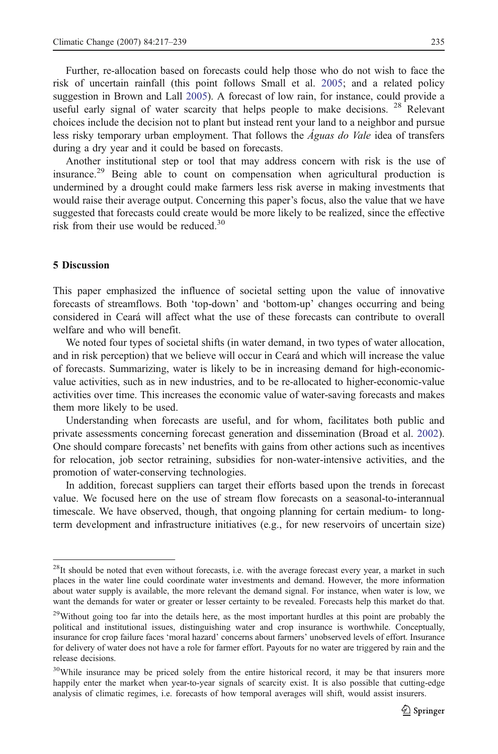Further, re-allocation based on forecasts could help those who do not wish to face the risk of uncertain rainfall (this point follows Small et al. 2005; and a related policy suggestion in Brown and Lall 2005). A forecast of low rain, for instance, could provide a useful early signal of water scarcity that helps people to make decisions.[28] Relevant choices include the decision not to plant but instead rent your land to a neighbor and pursue less risky temporary urban employment. That follows the *Águas do Vale* idea of transfers during a dry year and it could be based on forecasts.

Another institutional step or tool that may address concern with risk is the use of insurance.[29] Being able to count on compensation when agricultural production is undermined by a drought could make farmers less risk averse in making investments that would raise their average output. Concerning this paper's focus, also the value that we have suggested that forecasts could create would be more likely to be realized, since the effective risk from their use would be reduced.[30]

## 5 Discussion

This paper emphasized the influence of societal setting upon the value of innovative forecasts of streamflows. Both 'top-down' and 'bottom-up' changes occurring and being considered in Ceará will affect what the use of these forecasts can contribute to overall welfare and who will benefit.

We noted four types of societal shifts (in water demand, in two types of water allocation, and in risk perception) that we believe will occur in Ceará and which will increase the value of forecasts. Summarizing, water is likely to be in increasing demand for high-economic-value activities, such as in new industries, and to be re-allocated to higher-economic-value activities over time. This increases the economic value of water-saving forecasts and makes them more likely to be used.

Understanding when forecasts are useful, and for whom, facilitates both public and private assessments concerning forecast generation and dissemination (Broad et al. 2002). One should compare forecasts' net benefits with gains from other actions such as incentives for relocation, job sector retraining, subsidies for non-water-intensive activities, and the promotion of water-conserving technologies.

In addition, forecast suppliers can target their efforts based upon the trends in forecast value. We focused here on the use of stream flow forecasts on a seasonal-to-interannual timescale. We have observed, though, that ongoing planning for certain medium- to long-term development and infrastructure initiatives (e.g., for new reservoirs of uncertain size)

---

[28] It should be noted that even without forecasts, i.e. with the average forecast every year, a market in such places in the water line could coordinate water investments and demand. However, the more information about water supply is available, the more relevant the demand signal. For instance, when water is low, we want the demands for water or greater or lesser certainty to be revealed. Forecasts help this market do that.

[29] Without going too far into the details here, as the most important hurdles at this point are probably the political and institutional issues, distinguishing water and crop insurance is worthwhile. Conceptually, insurance for crop failure faces 'moral hazard' concerns about farmers' unobserved levels of effort. Insurance for delivery of water does not have a role for farmer effort. Payouts for no water are triggered by rain and the release decisions.

[30] While insurance may be priced solely from the entire historical record, it may be that insurers more happily enter the market when year-to-year signals of scarcity exist. It is also possible that cutting-edge analysis of climatic regimes, i.e. forecasts of how temporal averages will shift, would assist insurers.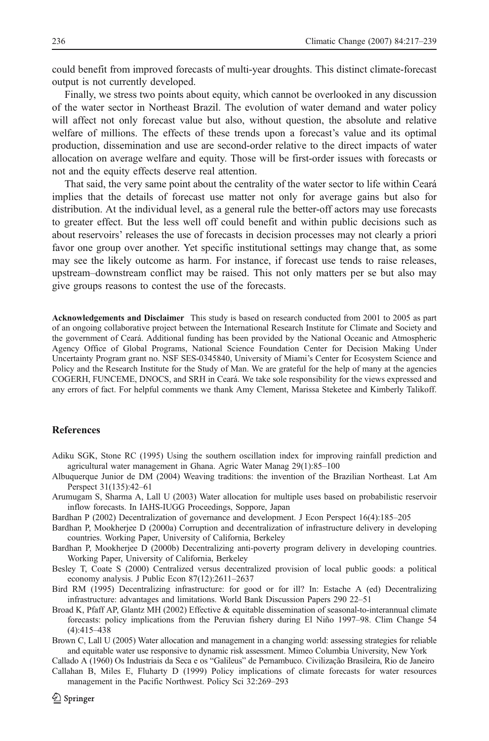could benefit from improved forecasts of multi-year droughts. This distinct climate-forecast output is not currently developed.

Finally, we stress two points about equity, which cannot be overlooked in any discussion of the water sector in Northeast Brazil. The evolution of water demand and water policy will affect not only forecast value but also, without question, the absolute and relative welfare of millions. The effects of these trends upon a forecast's value and its optimal production, dissemination and use are second-order relative to the direct impacts of water allocation on average welfare and equity. Those will be first-order issues with forecasts or not and the equity effects deserve real attention.

That said, the very same point about the centrality of the water sector to life within Ceará implies that the details of forecast use matter not only for average gains but also for distribution. At the individual level, as a general rule the better-off actors may use forecasts to greater effect. But the less well off could benefit and within public decisions such as about reservoirs' releases the use of forecasts in decision processes may not clearly a priori favor one group over another. Yet specific institutional settings may change that, as some may see the likely outcome as harm. For instance, if forecast use tends to raise releases, upstream–downstream conflict may be raised. This not only matters per se but also may give groups reasons to contest the use of the forecasts.

**Acknowledgements and Disclaimer** This study is based on research conducted from 2001 to 2005 as part of an ongoing collaborative project between the International Research Institute for Climate and Society and the government of Ceará. Additional funding has been provided by the National Oceanic and Atmospheric Agency Office of Global Programs, National Science Foundation Center for Decision Making Under Uncertainty Program grant no. NSF SES-0345840, University of Miami's Center for Ecosystem Science and Policy and the Research Institute for the Study of Man. We are grateful for the help of many at the agencies COGERH, FUNCEME, DNOCS, and SRH in Ceará. We take sole responsibility for the views expressed and any errors of fact. For helpful comments we thank Amy Clement, Marissa Steketee and Kimberly Talikoff.

## References

Adiku SGK, Stone RC (1995) Using the southern oscillation index for improving rainfall prediction and agricultural water management in Ghana. Agric Water Manag 29(1):85–100

Albuquerque Junior de DM (2004) Weaving traditions: the invention of the Brazilian Northeast. Lat Am Perspect 31(135):42–61

Arumugam S, Sharma A, Lall U (2003) Water allocation for multiple uses based on probabilistic reservoir inflow forecasts. In IAHS-IUGG Proceedings, Soppore, Japan

Bardhan P (2002) Decentralization of governance and development. J Econ Perspect 16(4):185–205

Bardhan P, Mookherjee D (2000a) Corruption and decentralization of infrastructure delivery in developing countries. Working Paper, University of California, Berkeley

Bardhan P, Mookherjee D (2000b) Decentralizing anti-poverty program delivery in developing countries. Working Paper, University of California, Berkeley

Besley T, Coate S (2000) Centralized versus decentralized provision of local public goods: a political economy analysis. J Public Econ 87(12):2611–2637

Bird RM (1995) Decentralizing infrastructure: for good or for ill? In: Estache A (ed) Decentralizing infrastructure: advantages and limitations. World Bank Discussion Papers 290 22–51

Broad K, Pfaff AP, Glantz MH (2002) Effective & equitable dissemination of seasonal-to-interannual climate forecasts: policy implications from the Peruvian fishery during El Niño 1997–98. Clim Change 54 (4):415–438

Brown C, Lall U (2005) Water allocation and management in a changing world: assessing strategies for reliable and equitable water use responsive to dynamic risk assessment. Mimeo Columbia University, New York

Callado A (1960) Os Industriais da Seca e os "Galileus" de Pernambuco. Civilização Brasileira, Rio de Janeiro

Callahan B, Miles E, Fluharty D (1999) Policy implications of climate forecasts for water resources management in the Pacific Northwest. Policy Sci 32:269–293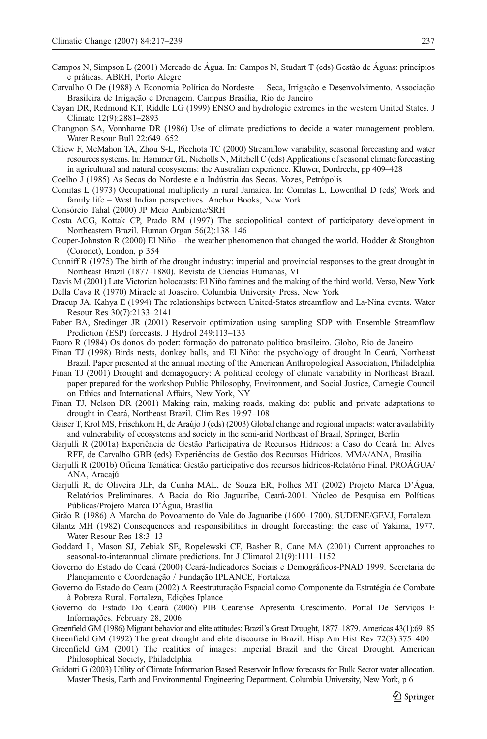Campos N, Simpson L (2001) Mercado de Água. In: Campos N, Studart T (eds) Gestão de Águas: princípios e práticas. ABRH, Porto Alegre

Carvalho O De (1988) A Economia Política do Nordeste – Seca, Irrigação e Desenvolvimento. Associação Brasileira de Irrigação e Drenagem. Campus Brasília, Rio de Janeiro

Cayan DR, Redmond KT, Riddle LG (1999) ENSO and hydrologic extremes in the western United States. J Climate 12(9):2881–2893

Changnon SA, Vonnhame DR (1986) Use of climate predictions to decide a water management problem. Water Resour Bull 22:649–652

Chiew F, McMahon TA, Zhou S-L, Piechota TC (2000) Streamflow variability, seasonal forecasting and water resources systems. In: Hammer GL, Nicholls N, Mitchell C (eds) Applications of seasonal climate forecasting in agricultural and natural ecosystems: the Australian experience. Kluwer, Dordrecht, pp 409–428

Coelho J (1985) As Secas do Nordeste e a Indústria das Secas. Vozes, Petrópolis

Comitas L (1973) Occupational multiplicity in rural Jamaica. In: Comitas L, Lowenthal D (eds) Work and family life – West Indian perspectives. Anchor Books, New York

Consórcio Tahal (2000) JP Meio Ambiente/SRH

Costa ACG, Kottak CP, Prado RM (1997) The sociopolitical context of participatory development in Northeastern Brazil. Human Organ 56(2):138–146

Couper-Johnston R (2000) El Niño – the weather phenomenon that changed the world. Hodder & Stoughton (Coronet), London, p 354

Cunniff R (1975) The birth of the drought industry: imperial and provincial responses to the great drought in Northeast Brazil (1877–1880). Revista de Ciências Humanas, VI

Davis M (2001) Late Victorian holocausts: El Niño famines and the making of the third world. Verso, New York

Della Cava R (1970) Miracle at Joaseiro. Columbia University Press, New York

Dracup JA, Kahya E (1994) The relationships between United-States streamflow and La-Nina events. Water Resour Res 30(7):2133–2141

Faber BA, Stedinger JR (2001) Reservoir optimization using sampling SDP with Ensemble Streamflow Prediction (ESP) forecasts. J Hydrol 249:113–133

Faoro R (1984) Os donos do poder: formação do patronato politico brasileiro. Globo, Rio de Janeiro

Finan TJ (1998) Birds nests, donkey balls, and El Niño: the psychology of drought In Ceará, Northeast Brazil. Paper presented at the annual meeting of the American Anthropological Association, Philadelphia

Finan TJ (2001) Drought and demagoguery: A political ecology of climate variability in Northeast Brazil. paper prepared for the workshop Public Philosophy, Environment, and Social Justice, Carnegie Council on Ethics and International Affairs, New York, NY

Finan TJ, Nelson DR (2001) Making rain, making roads, making do: public and private adaptations to drought in Ceará, Northeast Brazil. Clim Res 19:97–108

Gaiser T, Krol MS, Frischkorn H, de Araújo J (eds) (2003) Global change and regional impacts: water availability and vulnerability of ecosystems and society in the semi-arid Northeast of Brazil, Springer, Berlin

Garjulli R (2001a) Experiência de Gestão Participativa de Recursos Hídricos: a Caso do Ceará. In: Alves RFF, de Carvalho GBB (eds) Experiências de Gestão dos Recursos Hídricos. MMA/ANA, Brasília

Garjulli R (2001b) Oficina Temática: Gestão participative dos recursos hídricos-Relatório Final. PROÁGUA/ ANA, Aracajú

Garjulli R, de Oliveira JLF, da Cunha MAL, de Souza ER, Folhes MT (2002) Projeto Marca D'Água, Relatórios Preliminares. A Bacia do Rio Jaguaribe, Ceará-2001. Núcleo de Pesquisa em Políticas Públicas/Projeto Marca D'Água, Brasília

Girão R (1986) A Marcha do Povoamento do Vale do Jaguaribe (1600–1700). SUDENE/GEVJ, Fortaleza

Glantz MH (1982) Consequences and responsibilities in drought forecasting: the case of Yakima, 1977. Water Resour Res 18:3–13

Goddard L, Mason SJ, Zebiak SE, Ropelewski CF, Basher R, Cane MA (2001) Current approaches to seasonal-to-interannual climate predictions. Int J Climatol 21(9):1111–1152

Governo do Estado do Ceará (2000) Ceará-Indicadores Sociais e Demográficos-PNAD 1999. Secretaria de Planejamento e Coordenação / Fundação IPLANCE, Fortaleza

Governo do Estado do Ceara (2002) A Reestruturação Espacial como Componente da Estratégia de Combate à Pobreza Rural. Fortaleza, Edições Iplance

Governo do Estado Do Ceará (2006) PIB Cearense Apresenta Crescimento. Portal De Serviços E Informações. February 28, 2006

Greenfield GM (1986) Migrant behavior and elite attitudes: Brazil's Great Drought, 1877–1879. Americas 43(1):69–85

Greenfield GM (1992) The great drought and elite discourse in Brazil. Hisp Am Hist Rev 72(3):375–400

Greenfield GM (2001) The realities of images: imperial Brazil and the Great Drought. American Philosophical Society, Philadelphia

Guidotti G (2003) Utility of Climate Information Based Reservoir Inflow forecasts for Bulk Sector water allocation. Master Thesis, Earth and Environmental Engineering Department. Columbia University, New York, p 6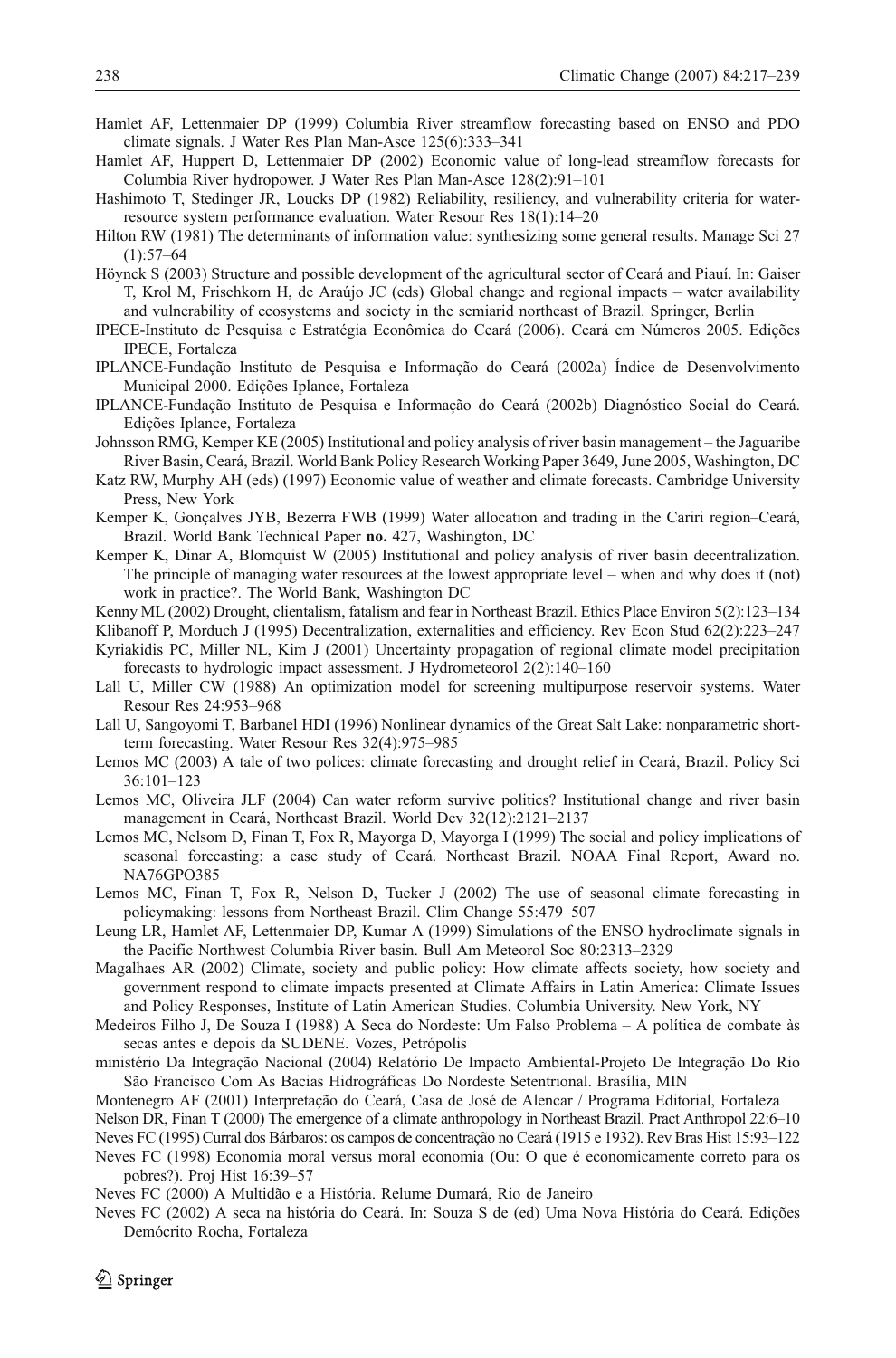Hamlet AF, Lettenmaier DP (1999) Columbia River streamflow forecasting based on ENSO and PDO climate signals. J Water Res Plan Man-Asce 125(6):333–341

Hamlet AF, Huppert D, Lettenmaier DP (2002) Economic value of long-lead streamflow forecasts for Columbia River hydropower. J Water Res Plan Man-Asce 128(2):91–101

Hashimoto T, Stedinger JR, Loucks DP (1982) Reliability, resiliency, and vulnerability criteria for water-resource system performance evaluation. Water Resour Res 18(1):14–20

Hilton RW (1981) The determinants of information value: synthesizing some general results. Manage Sci 27 (1):57–64

Höynck S (2003) Structure and possible development of the agricultural sector of Ceará and Piauí. In: Gaiser T, Krol M, Frischkorn H, de Araújo JC (eds) Global change and regional impacts – water availability and vulnerability of ecosystems and society in the semiarid northeast of Brazil. Springer, Berlin

IPECE-Instituto de Pesquisa e Estratégia Econômica do Ceará (2006). Ceará em Números 2005. Edições IPECE, Fortaleza

IPLANCE-Fundação Instituto de Pesquisa e Informação do Ceará (2002a) Índice de Desenvolvimento Municipal 2000. Edições Iplance, Fortaleza

IPLANCE-Fundação Instituto de Pesquisa e Informação do Ceará (2002b) Diagnóstico Social do Ceará. Edições Iplance, Fortaleza

Johnsson RMG, Kemper KE (2005) Institutional and policy analysis of river basin management – the Jaguaribe River Basin, Ceará, Brazil. World Bank Policy Research Working Paper 3649, June 2005, Washington, DC

Katz RW, Murphy AH (eds) (1997) Economic value of weather and climate forecasts. Cambridge University Press, New York

Kemper K, Gonçalves JYB, Bezerra FWB (1999) Water allocation and trading in the Cariri region–Ceará, Brazil. World Bank Technical Paper **no.** 427, Washington, DC

Kemper K, Dinar A, Blomquist W (2005) Institutional and policy analysis of river basin decentralization. The principle of managing water resources at the lowest appropriate level – when and why does it (not) work in practice?. The World Bank, Washington DC

Kenny ML (2002) Drought, clientalism, fatalism and fear in Northeast Brazil. Ethics Place Environ 5(2):123–134

Klibanoff P, Morduch J (1995) Decentralization, externalities and efficiency. Rev Econ Stud 62(2):223–247

Kyriakidis PC, Miller NL, Kim J (2001) Uncertainty propagation of regional climate model precipitation forecasts to hydrologic impact assessment. J Hydrometeorol 2(2):140–160

Lall U, Miller CW (1988) An optimization model for screening multipurpose reservoir systems. Water Resour Res 24:953–968

Lall U, Sangoyomi T, Barbanel HDI (1996) Nonlinear dynamics of the Great Salt Lake: nonparametric short-term forecasting. Water Resour Res 32(4):975–985

Lemos MC (2003) A tale of two polices: climate forecasting and drought relief in Ceará, Brazil. Policy Sci 36:101–123

Lemos MC, Oliveira JLF (2004) Can water reform survive politics? Institutional change and river basin management in Ceará, Northeast Brazil. World Dev 32(12):2121–2137

Lemos MC, Nelsom D, Finan T, Fox R, Mayorga D, Mayorga I (1999) The social and policy implications of seasonal forecasting: a case study of Ceará. Northeast Brazil. NOAA Final Report, Award no. NA76GPO385

Lemos MC, Finan T, Fox R, Nelson D, Tucker J (2002) The use of seasonal climate forecasting in policymaking: lessons from Northeast Brazil. Clim Change 55:479–507

Leung LR, Hamlet AF, Lettenmaier DP, Kumar A (1999) Simulations of the ENSO hydroclimate signals in the Pacific Northwest Columbia River basin. Bull Am Meteorol Soc 80:2313–2329

Magalhaes AR (2002) Climate, society and public policy: How climate affects society, how society and government respond to climate impacts presented at Climate Affairs in Latin America: Climate Issues and Policy Responses, Institute of Latin American Studies. Columbia University. New York, NY

Medeiros Filho J, De Souza I (1988) A Seca do Nordeste: Um Falso Problema – A política de combate às secas antes e depois da SUDENE. Vozes, Petrópolis

ministério Da Integração Nacional (2004) Relatório De Impacto Ambiental-Projeto De Integração Do Rio São Francisco Com As Bacias Hidrográficas Do Nordeste Setentrional. Brasília, MIN

Montenegro AF (2001) Interpretação do Ceará, Casa de José de Alencar / Programa Editorial, Fortaleza

Nelson DR, Finan T (2000) The emergence of a climate anthropology in Northeast Brazil. Pract Anthropol 22:6–10

Neves FC (1995) Curral dos Bárbaros: os campos de concentração no Ceará (1915 e 1932). Rev Bras Hist 15:93–122

Neves FC (1998) Economia moral versus moral economia (Ou: O que é economicamente correto para os pobres?). Proj Hist 16:39–57

Neves FC (2000) A Multidão e a História. Relume Dumará, Rio de Janeiro

Neves FC (2002) A seca na história do Ceará. In: Souza S de (ed) Uma Nova História do Ceará. Edições Demócrito Rocha, Fortaleza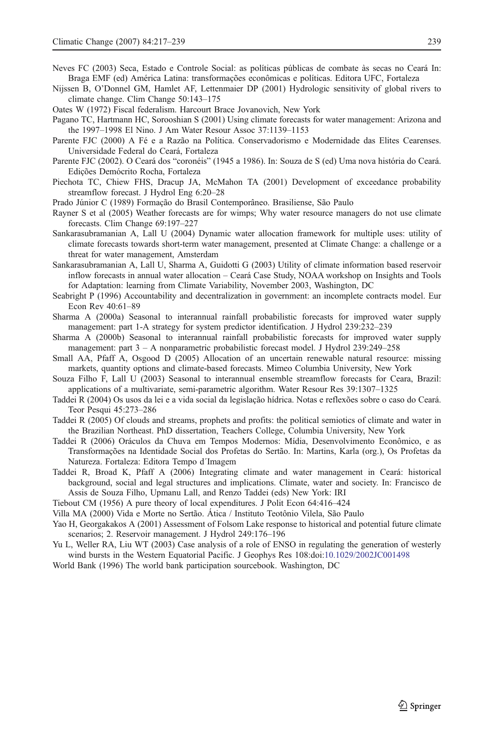Neves FC (2003) Seca, Estado e Controle Social: as políticas públicas de combate às secas no Ceará In: Braga EMF (ed) América Latina: transformações econômicas e políticas. Editora UFC, Fortaleza

Nijssen B, O'Donnel GM, Hamlet AF, Lettenmaier DP (2001) Hydrologic sensitivity of global rivers to climate change. Clim Change 50:143–175

Oates W (1972) Fiscal federalism. Harcourt Brace Jovanovich, New York

Pagano TC, Hartmann HC, Sorooshian S (2001) Using climate forecasts for water management: Arizona and the 1997–1998 El Nino. J Am Water Resour Assoc 37:1139–1153

Parente FJC (2000) A Fé e a Razão na Política. Conservadorismo e Modernidade das Elites Cearenses. Universidade Federal do Ceará, Fortaleza

Parente FJC (2002). O Ceará dos "coronéis" (1945 a 1986). In: Souza de S (ed) Uma nova história do Ceará. Edições Demócrito Rocha, Fortaleza

Piechota TC, Chiew FHS, Dracup JA, McMahon TA (2001) Development of exceedance probability streamflow forecast. J Hydrol Eng 6:20–28

Prado Júnior C (1989) Formação do Brasil Contemporâneo. Brasiliense, São Paulo

Rayner S et al (2005) Weather forecasts are for wimps; Why water resource managers do not use climate forecasts. Clim Change 69:197–227

Sankarasubramanian A, Lall U (2004) Dynamic water allocation framework for multiple uses: utility of climate forecasts towards short-term water management, presented at Climate Change: a challenge or a threat for water management, Amsterdam

Sankarasubramanian A, Lall U, Sharma A, Guidotti G (2003) Utility of climate information based reservoir inflow forecasts in annual water allocation – Ceará Case Study, NOAA workshop on Insights and Tools for Adaptation: learning from Climate Variability, November 2003, Washington, DC

Seabright P (1996) Accountability and decentralization in government: an incomplete contracts model. Eur Econ Rev 40:61–89

Sharma A (2000a) Seasonal to interannual rainfall probabilistic forecasts for improved water supply management: part 1-A strategy for system predictor identification. J Hydrol 239:232–239

Sharma A (2000b) Seasonal to interannual rainfall probabilistic forecasts for improved water supply management: part 3 – A nonparametric probabilistic forecast model. J Hydrol 239:249–258

Small AA, Pfaff A, Osgood D (2005) Allocation of an uncertain renewable natural resource: missing markets, quantity options and climate-based forecasts. Mimeo Columbia University, New York

Souza Filho F, Lall U (2003) Seasonal to interannual ensemble streamflow forecasts for Ceara, Brazil: applications of a multivariate, semi-parametric algorithm. Water Resour Res 39:1307–1325

Taddei R (2004) Os usos da lei e a vida social da legislação hídrica. Notas e reflexões sobre o caso do Ceará. Teor Pesqui 45:273–286

Taddei R (2005) Of clouds and streams, prophets and profits: the political semiotics of climate and water in the Brazilian Northeast. PhD dissertation, Teachers College, Columbia University, New York

Taddei R (2006) Oráculos da Chuva em Tempos Modernos: Mídia, Desenvolvimento Econômico, e as Transformações na Identidade Social dos Profetas do Sertão. In: Martins, Karla (org.), Os Profetas da Natureza. Fortaleza: Editora Tempo d´Imagem

Taddei R, Broad K, Pfaff A (2006) Integrating climate and water management in Ceará: historical background, social and legal structures and implications. Climate, water and society. In: Francisco de Assis de Souza Filho, Upmanu Lall, and Renzo Taddei (eds) New York: IRI

Tiebout CM (1956) A pure theory of local expenditures. J Polit Econ 64:416–424

Villa MA (2000) Vida e Morte no Sertão. Ática / Instituto Teotônio Vilela, São Paulo

Yao H, Georgakakos A (2001) Assessment of Folsom Lake response to historical and potential future climate scenarios; 2. Reservoir management. J Hydrol 249:176–196

Yu L, Weller RA, Liu WT (2003) Case analysis of a role of ENSO in regulating the generation of westerly wind bursts in the Western Equatorial Pacific. J Geophys Res 108:doi:10.1029/2002JC001498

World Bank (1996) The world bank participation sourcebook. Washington, DC